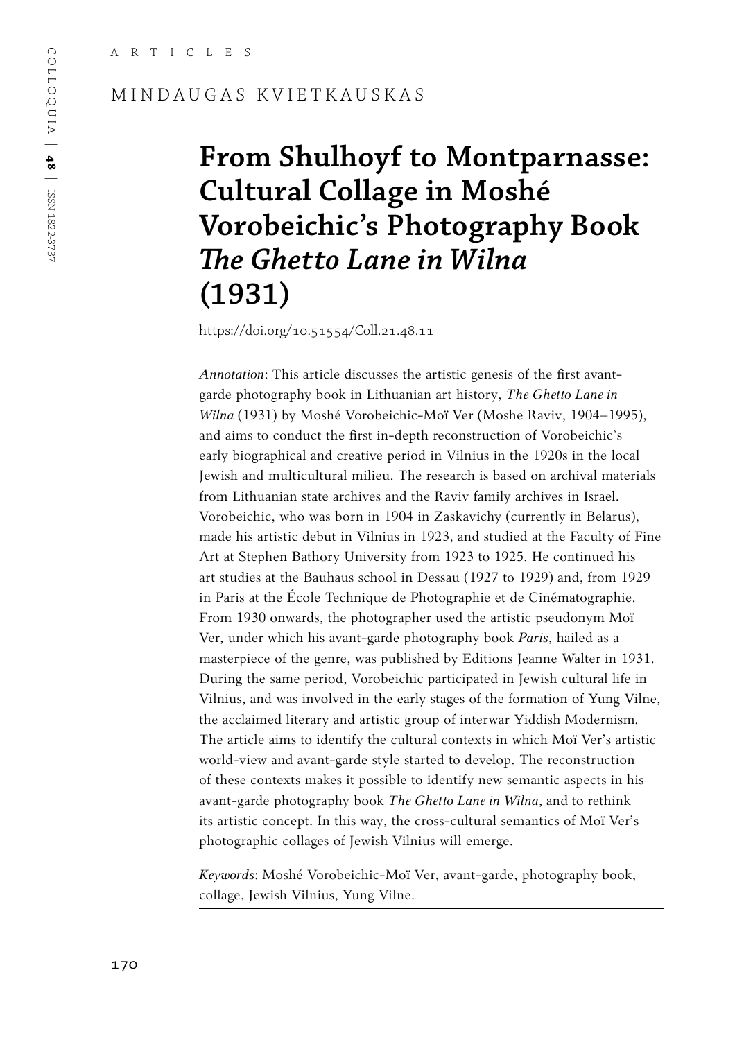ARTICLES

MINDAUGAS KVIETKAUSKAS

# From Shulhoyf to Montparnasse: Cultural Collage in Moshé Vorobeichic's Photography Book *The Ghetto Lane in Wilna* (1931)

https://doi.org/10.51554/Coll.21.48.11

*Annotation*: This article discusses the artistic genesis of the first avant-garde photography book in Lithuanian art history, *The Ghetto Lane in Wilna* (1931) by Moshé Vorobeichic-Moï Ver (Moshe Raviv, 1904–1995), and aims to conduct the first in-depth reconstruction of Vorobeichic's early biographical and creative period in Vilnius in the 1920s in the local Jewish and multicultural milieu. The research is based on archival materials from Lithuanian state archives and the Raviv family archives in Israel. Vorobeichic, who was born in 1904 in Zaskavichy (currently in Belarus), made his artistic debut in Vilnius in 1923, and studied at the Faculty of Fine Art at Stephen Bathory University from 1923 to 1925. He continued his art studies at the Bauhaus school in Dessau (1927 to 1929) and, from 1929 in Paris at the École Technique de Photographie et de Cinématographie. From 1930 onwards, the photographer used the artistic pseudonym Moï Ver, under which his avant-garde photography book *Paris*, hailed as a masterpiece of the genre, was published by Editions Jeanne Walter in 1931. During the same period, Vorobeichic participated in Jewish cultural life in Vilnius, and was involved in the early stages of the formation of Yung Vilne, the acclaimed literary and artistic group of interwar Yiddish Modernism. The article aims to identify the cultural contexts in which Moï Ver's artistic world-view and avant-garde style started to develop. The reconstruction of these contexts makes it possible to identify new semantic aspects in his avant-garde photography book *The Ghetto Lane in Wilna*, and to rethink its artistic concept. In this way, the cross-cultural semantics of Moï Ver's photographic collages of Jewish Vilnius will emerge.

*Keywords*: Moshé Vorobeichic-Moï Ver, avant-garde, photography book, collage, Jewish Vilnius, Yung Vilne.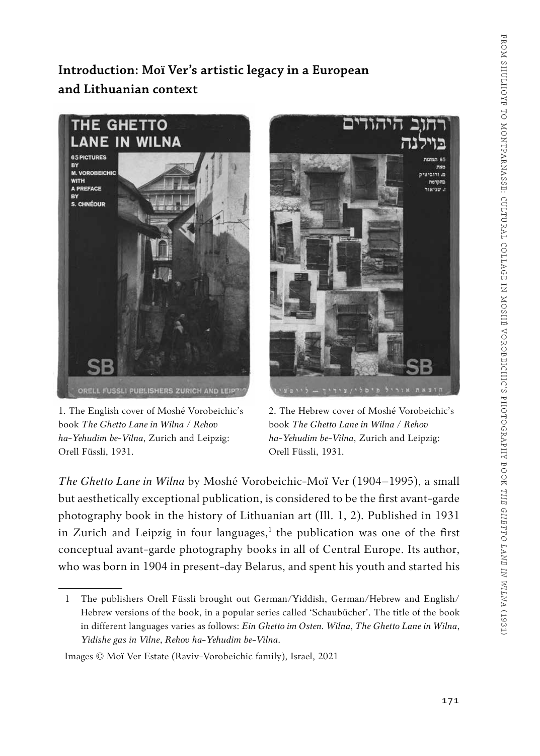## Introduction: Moï Ver's artistic legacy in a European and Lithuanian context

1. The English cover of Moshé Vorobeichic's book *The Ghetto Lane in Wilna / Rehov ha-Yehudim be-Vilna*, Zurich and Leipzig: Orell Füssli, 1931.

2. The Hebrew cover of Moshé Vorobeichic's book *The Ghetto Lane in Wilna / Rehov ha-Yehudim be-Vilna*, Zurich and Leipzig: Orell Füssli, 1931.

*The Ghetto Lane in Wilna* by Moshé Vorobeichic-Moï Ver (1904–1995), a small but aesthetically exceptional publication, is considered to be the first avant-garde photography book in the history of Lithuanian art (Ill. 1, 2). Published in 1931 in Zurich and Leipzig in four languages,[1] the publication was one of the first conceptual avant-garde photography books in all of Central Europe. Its author, who was born in 1904 in present-day Belarus, and spent his youth and started his

1 The publishers Orell Füssli brought out German/Yiddish, German/Hebrew and English/Hebrew versions of the book, in a popular series called 'Schaubücher'. The title of the book in different languages varies as follows: *Ein Ghetto im Osten. Wilna*, *The Ghetto Lane in Wilna*, *Yidishe gas in Vilne*, *Rehov ha-Yehudim be-Vilna*.

Images © Moï Ver Estate (Raviv-Vorobeichic family), Israel, 2021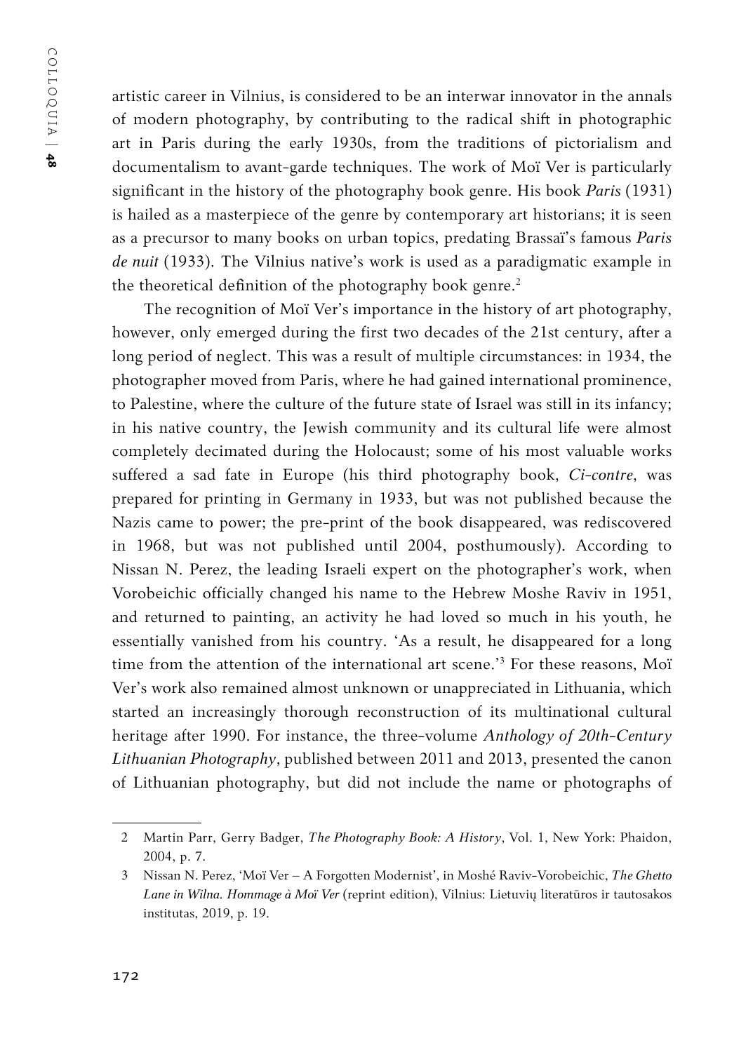artistic career in Vilnius, is considered to be an interwar innovator in the annals of modern photography, by contributing to the radical shift in photographic art in Paris during the early 1930s, from the traditions of pictorialism and documentalism to avant-garde techniques. The work of Moï Ver is particularly significant in the history of the photography book genre. His book *Paris* (1931) is hailed as a masterpiece of the genre by contemporary art historians; it is seen as a precursor to many books on urban topics, predating Brassaï's famous *Paris de nuit* (1933). The Vilnius native's work is used as a paradigmatic example in the theoretical definition of the photography book genre.[2]

The recognition of Moï Ver's importance in the history of art photography, however, only emerged during the first two decades of the 21st century, after a long period of neglect. This was a result of multiple circumstances: in 1934, the photographer moved from Paris, where he had gained international prominence, to Palestine, where the culture of the future state of Israel was still in its infancy; in his native country, the Jewish community and its cultural life were almost completely decimated during the Holocaust; some of his most valuable works suffered a sad fate in Europe (his third photography book, *Ci-contre*, was prepared for printing in Germany in 1933, but was not published because the Nazis came to power; the pre-print of the book disappeared, was rediscovered in 1968, but was not published until 2004, posthumously). According to Nissan N. Perez, the leading Israeli expert on the photographer's work, when Vorobeichic officially changed his name to the Hebrew Moshe Raviv in 1951, and returned to painting, an activity he had loved so much in his youth, he essentially vanished from his country. 'As a result, he disappeared for a long time from the attention of the international art scene.'[3] For these reasons, Moï Ver's work also remained almost unknown or unappreciated in Lithuania, which started an increasingly thorough reconstruction of its multinational cultural heritage after 1990. For instance, the three-volume *Anthology of 20th-Century Lithuanian Photography*, published between 2011 and 2013, presented the canon of Lithuanian photography, but did not include the name or photographs of

---

2 Martin Parr, Gerry Badger, *The Photography Book: A History*, Vol. 1, New York: Phaidon, 2004, p. 7.

3 Nissan N. Perez, 'Moï Ver – A Forgotten Modernist', in Moshé Raviv-Vorobeichic, *The Ghetto Lane in Wilna. Hommage à Moï Ver* (reprint edition), Vilnius: Lietuvių literatūros ir tautosakos institutas, 2019, p. 19.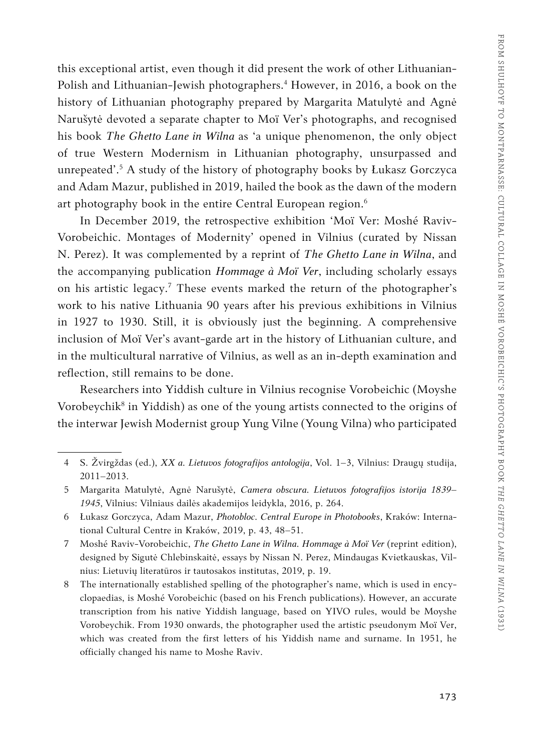this exceptional artist, even though it did present the work of other Lithuanian-Polish and Lithuanian-Jewish photographers.[4] However, in 2016, a book on the history of Lithuanian photography prepared by Margarita Matulytė and Agnė Narušytė devoted a separate chapter to Moï Ver's photographs, and recognised his book *The Ghetto Lane in Wilna* as 'a unique phenomenon, the only object of true Western Modernism in Lithuanian photography, unsurpassed and unrepeated'.[5] A study of the history of photography books by Łukasz Gorczyca and Adam Mazur, published in 2019, hailed the book as the dawn of the modern art photography book in the entire Central European region.[6]

In December 2019, the retrospective exhibition 'Moï Ver: Moshé Raviv-Vorobeichic. Montages of Modernity' opened in Vilnius (curated by Nissan N. Perez). It was complemented by a reprint of *The Ghetto Lane in Wilna*, and the accompanying publication *Hommage à Moï Ver*, including scholarly essays on his artistic legacy.[7] These events marked the return of the photographer's work to his native Lithuania 90 years after his previous exhibitions in Vilnius in 1927 to 1930. Still, it is obviously just the beginning. A comprehensive inclusion of Moï Ver's avant-garde art in the history of Lithuanian culture, and in the multicultural narrative of Vilnius, as well as an in-depth examination and reflection, still remains to be done.

Researchers into Yiddish culture in Vilnius recognise Vorobeichic (Moyshe Vorobeychik[8] in Yiddish) as one of the young artists connected to the origins of the interwar Jewish Modernist group Yung Vilne (Young Vilna) who participated

---

4 S. Žvirgždas (ed.), *XX a. Lietuvos fotografijos antologija*, Vol. 1–3, Vilnius: Draugų studija, 2011–2013.

5 Margarita Matulytė, Agnė Narušytė, *Camera obscura. Lietuvos fotografijos istorija 1839–1945*, Vilnius: Vilniaus dailės akademijos leidykla, 2016, p. 264.

6 Łukasz Gorczyca, Adam Mazur, *Photobloc. Central Europe in Photobooks*, Kraków: International Cultural Centre in Kraków, 2019, p. 43, 48–51.

7 Moshé Raviv-Vorobeichic, *The Ghetto Lane in Wilna. Hommage à Moï Ver* (reprint edition), designed by Sigutė Chlebinskaitė, essays by Nissan N. Perez, Mindaugas Kvietkauskas, Vilnius: Lietuvių literatūros ir tautosakos institutas, 2019, p. 19.

8 The internationally established spelling of the photographer's name, which is used in encyclopaedias, is Moshé Vorobeichic (based on his French publications). However, an accurate transcription from his native Yiddish language, based on YIVO rules, would be Moyshe Vorobeychik. From 1930 onwards, the photographer used the artistic pseudonym Moï Ver, which was created from the first letters of his Yiddish name and surname. In 1951, he officially changed his name to Moshe Raviv.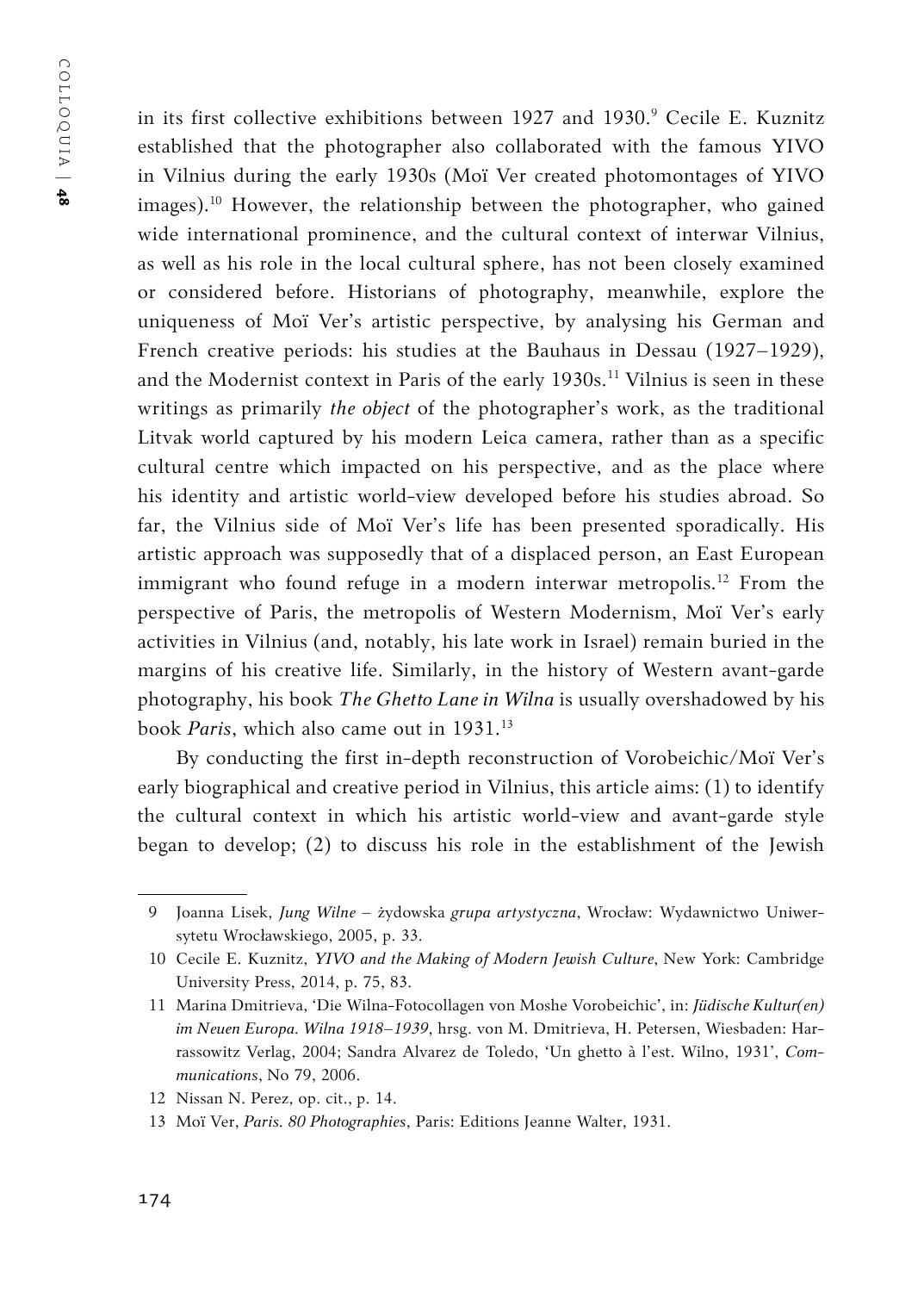in its first collective exhibitions between 1927 and 1930.[9] Cecile E. Kuznitz established that the photographer also collaborated with the famous YIVO in Vilnius during the early 1930s (Moï Ver created photomontages of YIVO images).[10] However, the relationship between the photographer, who gained wide international prominence, and the cultural context of interwar Vilnius, as well as his role in the local cultural sphere, has not been closely examined or considered before. Historians of photography, meanwhile, explore the uniqueness of Moï Ver's artistic perspective, by analysing his German and French creative periods: his studies at the Bauhaus in Dessau (1927–1929), and the Modernist context in Paris of the early 1930s.[11] Vilnius is seen in these writings as primarily *the object* of the photographer's work, as the traditional Litvak world captured by his modern Leica camera, rather than as a specific cultural centre which impacted on his perspective, and as the place where his identity and artistic world-view developed before his studies abroad. So far, the Vilnius side of Moï Ver's life has been presented sporadically. His artistic approach was supposedly that of a displaced person, an East European immigrant who found refuge in a modern interwar metropolis.[12] From the perspective of Paris, the metropolis of Western Modernism, Moï Ver's early activities in Vilnius (and, notably, his late work in Israel) remain buried in the margins of his creative life. Similarly, in the history of Western avant-garde photography, his book *The Ghetto Lane in Wilna* is usually overshadowed by his book *Paris*, which also came out in 1931.[13]

By conducting the first in-depth reconstruction of Vorobeichic/Moï Ver's early biographical and creative period in Vilnius, this article aims: (1) to identify the cultural context in which his artistic world-view and avant-garde style began to develop; (2) to discuss his role in the establishment of the Jewish

---

9 Joanna Lisek, *Jung Wilne – żydowska grupa artystyczna*, Wrocław: Wydawnictwo Uniwersytetu Wrocławskiego, 2005, p. 33.

10 Cecile E. Kuznitz, *YIVO and the Making of Modern Jewish Culture*, New York: Cambridge University Press, 2014, p. 75, 83.

11 Marina Dmitrieva, 'Die Wilna-Fotocollagen von Moshe Vorobeichic', in: *Jüdische Kultur(en) im Neuen Europa. Wilna 1918–1939*, hrsg. von M. Dmitrieva, H. Petersen, Wiesbaden: Harrassowitz Verlag, 2004; Sandra Alvarez de Toledo, 'Un ghetto à l'est. Wilno, 1931', *Communications*, No 79, 2006.

12 Nissan N. Perez, op. cit., p. 14.

13 Moï Ver, *Paris. 80 Photographies*, Paris: Editions Jeanne Walter, 1931.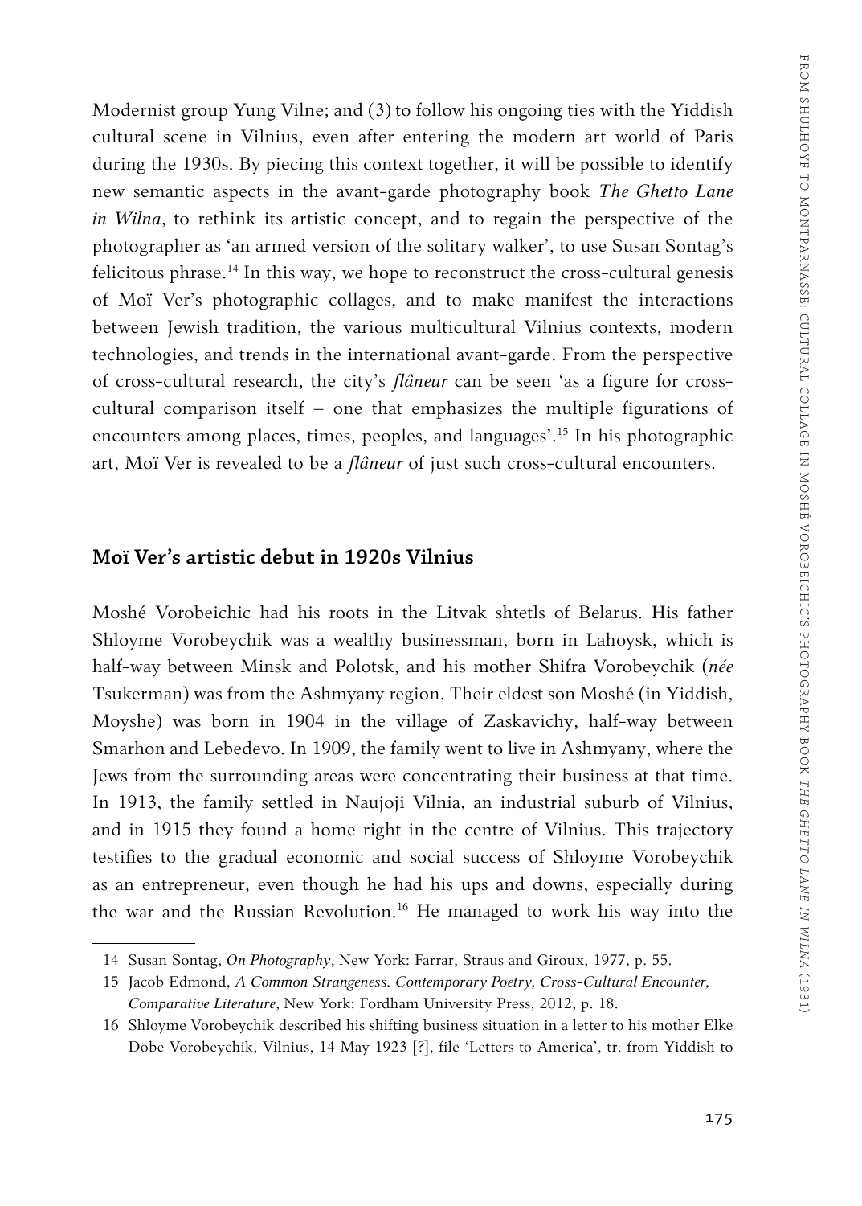Modernist group Yung Vilne; and (3) to follow his ongoing ties with the Yiddish cultural scene in Vilnius, even after entering the modern art world of Paris during the 1930s. By piecing this context together, it will be possible to identify new semantic aspects in the avant-garde photography book *The Ghetto Lane in Wilna*, to rethink its artistic concept, and to regain the perspective of the photographer as 'an armed version of the solitary walker', to use Susan Sontag's felicitous phrase.[14] In this way, we hope to reconstruct the cross-cultural genesis of Moï Ver's photographic collages, and to make manifest the interactions between Jewish tradition, the various multicultural Vilnius contexts, modern technologies, and trends in the international avant-garde. From the perspective of cross-cultural research, the city's *flâneur* can be seen 'as a figure for cross-cultural comparison itself – one that emphasizes the multiple figurations of encounters among places, times, peoples, and languages'.[15] In his photographic art, Moï Ver is revealed to be a *flâneur* of just such cross-cultural encounters.

## Moï Ver's artistic debut in 1920s Vilnius

Moshé Vorobeichic had his roots in the Litvak shtetls of Belarus. His father Shloyme Vorobeychik was a wealthy businessman, born in Lahoysk, which is half-way between Minsk and Polotsk, and his mother Shifra Vorobeychik (*née* Tsukerman) was from the Ashmyany region. Their eldest son Moshé (in Yiddish, Moyshe) was born in 1904 in the village of Zaskavichy, half-way between Smarhon and Lebedevo. In 1909, the family went to live in Ashmyany, where the Jews from the surrounding areas were concentrating their business at that time. In 1913, the family settled in Naujoji Vilnia, an industrial suburb of Vilnius, and in 1915 they found a home right in the centre of Vilnius. This trajectory testifies to the gradual economic and social success of Shloyme Vorobeychik as an entrepreneur, even though he had his ups and downs, especially during the war and the Russian Revolution.[16] He managed to work his way into the

---

14 Susan Sontag, *On Photography*, New York: Farrar, Straus and Giroux, 1977, p. 55.

15 Jacob Edmond, *A Common Strangeness. Contemporary Poetry, Cross-Cultural Encounter, Comparative Literature*, New York: Fordham University Press, 2012, p. 18.

16 Shloyme Vorobeychik described his shifting business situation in a letter to his mother Elke Dobe Vorobeychik, Vilnius, 14 May 1923 [?], file 'Letters to America', tr. from Yiddish to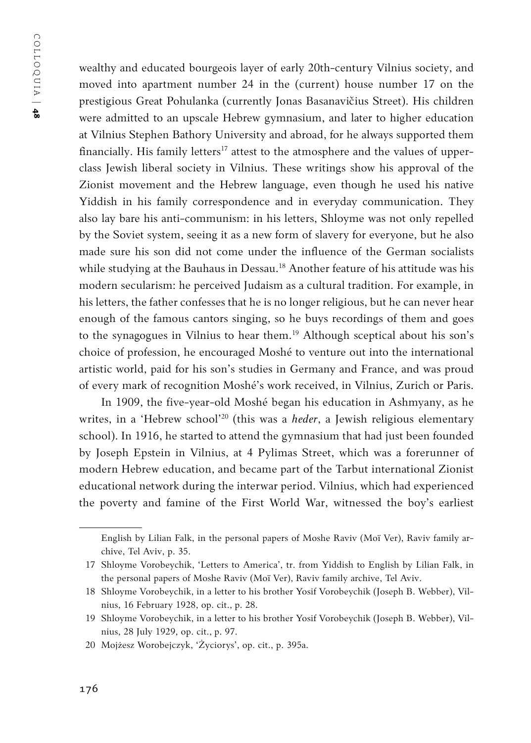wealthy and educated bourgeois layer of early 20th-century Vilnius society, and moved into apartment number 24 in the (current) house number 17 on the prestigious Great Pohulanka (currently Jonas Basanavičius Street). His children were admitted to an upscale Hebrew gymnasium, and later to higher education at Vilnius Stephen Bathory University and abroad, for he always supported them financially. His family letters[17] attest to the atmosphere and the values of upper-class Jewish liberal society in Vilnius. These writings show his approval of the Zionist movement and the Hebrew language, even though he used his native Yiddish in his family correspondence and in everyday communication. They also lay bare his anti-communism: in his letters, Shloyme was not only repelled by the Soviet system, seeing it as a new form of slavery for everyone, but he also made sure his son did not come under the influence of the German socialists while studying at the Bauhaus in Dessau.[18] Another feature of his attitude was his modern secularism: he perceived Judaism as a cultural tradition. For example, in his letters, the father confesses that he is no longer religious, but he can never hear enough of the famous cantors singing, so he buys recordings of them and goes to the synagogues in Vilnius to hear them.[19] Although sceptical about his son's choice of profession, he encouraged Moshé to venture out into the international artistic world, paid for his son's studies in Germany and France, and was proud of every mark of recognition Moshé's work received, in Vilnius, Zurich or Paris.

In 1909, the five-year-old Moshé began his education in Ashmyany, as he writes, in a 'Hebrew school'[20] (this was a *heder*, a Jewish religious elementary school). In 1916, he started to attend the gymnasium that had just been founded by Joseph Epstein in Vilnius, at 4 Pylimas Street, which was a forerunner of modern Hebrew education, and became part of the Tarbut international Zionist educational network during the interwar period. Vilnius, which had experienced the poverty and famine of the First World War, witnessed the boy's earliest

---

English by Lilian Falk, in the personal papers of Moshe Raviv (Moï Ver), Raviv family archive, Tel Aviv, p. 35.

17 Shloyme Vorobeychik, 'Letters to America', tr. from Yiddish to English by Lilian Falk, in the personal papers of Moshe Raviv (Moï Ver), Raviv family archive, Tel Aviv.

18 Shloyme Vorobeychik, in a letter to his brother Yosif Vorobeychik (Joseph B. Webber), Vilnius, 16 February 1928, op. cit., p. 28.

19 Shloyme Vorobeychik, in a letter to his brother Yosif Vorobeychik (Joseph B. Webber), Vilnius, 28 July 1929, op. cit., p. 97.

20 Mojżesz Worobejczyk, 'Życiorys', op. cit., p. 395a.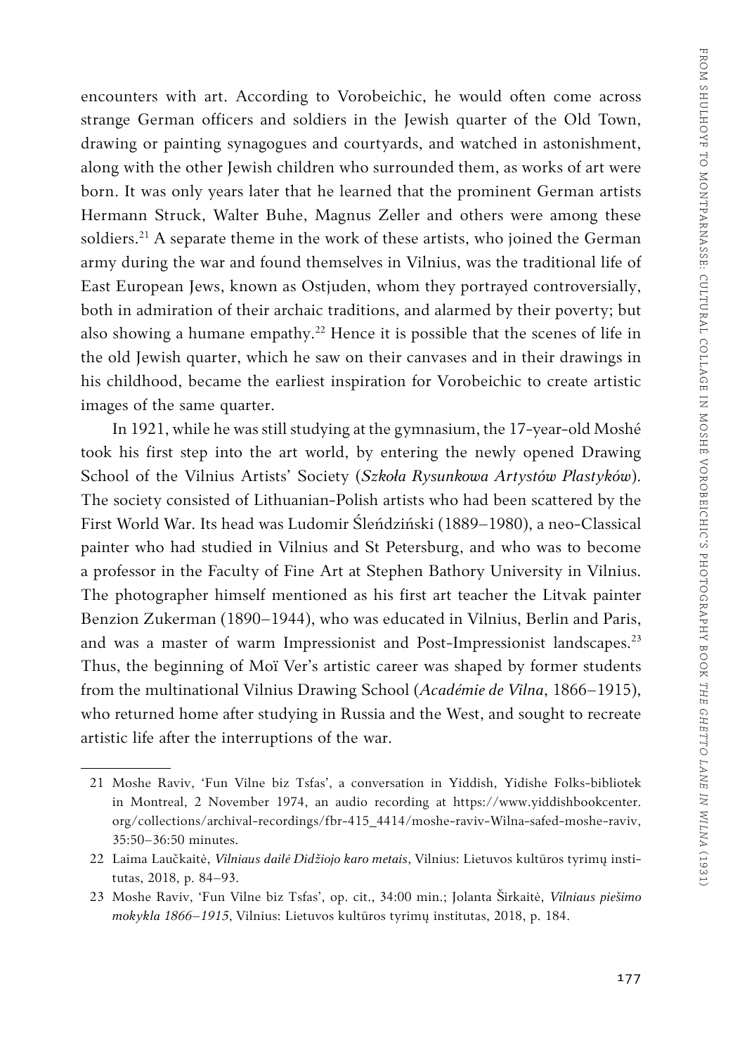encounters with art. According to Vorobeichic, he would often come across strange German officers and soldiers in the Jewish quarter of the Old Town, drawing or painting synagogues and courtyards, and watched in astonishment, along with the other Jewish children who surrounded them, as works of art were born. It was only years later that he learned that the prominent German artists Hermann Struck, Walter Buhe, Magnus Zeller and others were among these soldiers.[21] A separate theme in the work of these artists, who joined the German army during the war and found themselves in Vilnius, was the traditional life of East European Jews, known as Ostjuden, whom they portrayed controversially, both in admiration of their archaic traditions, and alarmed by their poverty; but also showing a humane empathy.[22] Hence it is possible that the scenes of life in the old Jewish quarter, which he saw on their canvases and in their drawings in his childhood, became the earliest inspiration for Vorobeichic to create artistic images of the same quarter.

In 1921, while he was still studying at the gymnasium, the 17-year-old Moshé took his first step into the art world, by entering the newly opened Drawing School of the Vilnius Artists' Society (*Szkoła Rysunkowa Artystów Plastyków*). The society consisted of Lithuanian-Polish artists who had been scattered by the First World War. Its head was Ludomir Śleńdziński (1889–1980), a neo-Classical painter who had studied in Vilnius and St Petersburg, and who was to become a professor in the Faculty of Fine Art at Stephen Bathory University in Vilnius. The photographer himself mentioned as his first art teacher the Litvak painter Benzion Zukerman (1890–1944), who was educated in Vilnius, Berlin and Paris, and was a master of warm Impressionist and Post-Impressionist landscapes.[23] Thus, the beginning of Moï Ver's artistic career was shaped by former students from the multinational Vilnius Drawing School (*Académie de Vilna*, 1866–1915), who returned home after studying in Russia and the West, and sought to recreate artistic life after the interruptions of the war.

---

21 Moshe Raviv, 'Fun Vilne biz Tsfas', a conversation in Yiddish, Yidishe Folks-bibliotek in Montreal, 2 November 1974, an audio recording at https://www.yiddishbookcenter.org/collections/archival-recordings/fbr-415_4414/moshe-raviv-Wilna-safed-moshe-raviv, 35:50–36:50 minutes.

22 Laima Laučkaitė, *Vilniaus dailė Didžiojo karo metais*, Vilnius: Lietuvos kultūros tyrimų institutas, 2018, p. 84–93.

23 Moshe Raviv, 'Fun Vilne biz Tsfas', op. cit., 34:00 min.; Jolanta Širkaitė, *Vilniaus piešimo mokykla 1866–1915*, Vilnius: Lietuvos kultūros tyrimų institutas, 2018, p. 184.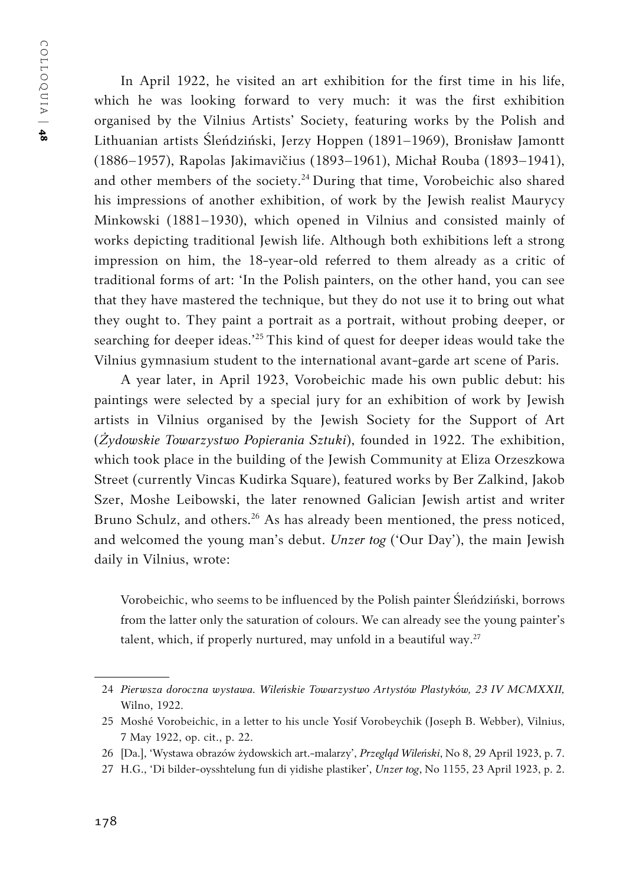In April 1922, he visited an art exhibition for the first time in his life, which he was looking forward to very much: it was the first exhibition organised by the Vilnius Artists' Society, featuring works by the Polish and Lithuanian artists Śleńdziński, Jerzy Hoppen (1891–1969), Bronisław Jamontt (1886–1957), Rapolas Jakimavičius (1893–1961), Michał Rouba (1893–1941), and other members of the society.[24] During that time, Vorobeichic also shared his impressions of another exhibition, of work by the Jewish realist Maurycy Minkowski (1881–1930), which opened in Vilnius and consisted mainly of works depicting traditional Jewish life. Although both exhibitions left a strong impression on him, the 18-year-old referred to them already as a critic of traditional forms of art: 'In the Polish painters, on the other hand, you can see that they have mastered the technique, but they do not use it to bring out what they ought to. They paint a portrait as a portrait, without probing deeper, or searching for deeper ideas.'[25] This kind of quest for deeper ideas would take the Vilnius gymnasium student to the international avant-garde art scene of Paris.

A year later, in April 1923, Vorobeichic made his own public debut: his paintings were selected by a special jury for an exhibition of work by Jewish artists in Vilnius organised by the Jewish Society for the Support of Art (*Żydowskie Towarzystwo Popierania Sztuki*), founded in 1922. The exhibition, which took place in the building of the Jewish Community at Eliza Orzeszkowa Street (currently Vincas Kudirka Square), featured works by Ber Zalkind, Jakob Szer, Moshe Leibowski, the later renowned Galician Jewish artist and writer Bruno Schulz, and others.[26] As has already been mentioned, the press noticed, and welcomed the young man's debut. *Unzer tog* ('Our Day'), the main Jewish daily in Vilnius, wrote:

> Vorobeichic, who seems to be influenced by the Polish painter Śleńdziński, borrows from the latter only the saturation of colours. We can already see the young painter's talent, which, if properly nurtured, may unfold in a beautiful way.[27]

---

24 *Pierwsza doroczna wystawa. Wileńskie Towarzystwo Artystów Plastyków, 23 IV MCMXXII,* Wilno, 1922.

25 Moshé Vorobeichic, in a letter to his uncle Yosif Vorobeychik (Joseph B. Webber), Vilnius, 7 May 1922, op. cit., p. 22.

26 [Da.], 'Wystawa obrazów żydowskich art.-malarzy', *Przegląd Wileński*, No 8, 29 April 1923, p. 7.

27 H.G., 'Di bilder-oysshtelung fun di yidishe plastiker', *Unzer tog*, No 1155, 23 April 1923, p. 2.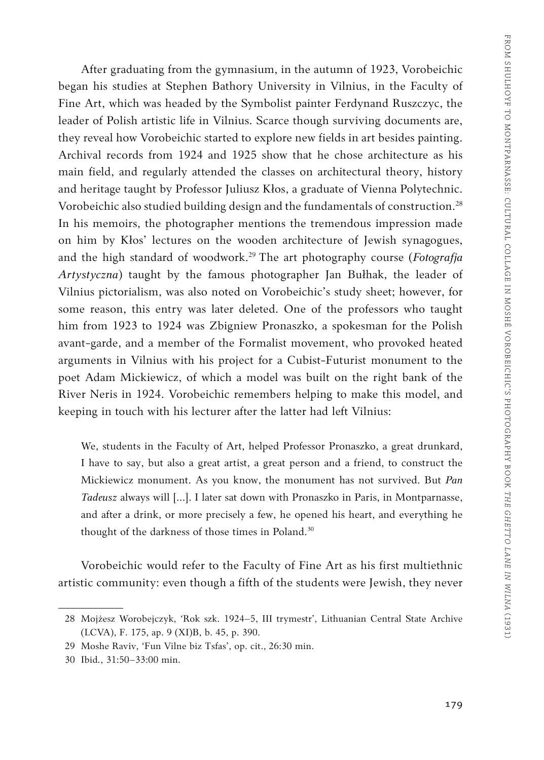After graduating from the gymnasium, in the autumn of 1923, Vorobeichic began his studies at Stephen Bathory University in Vilnius, in the Faculty of Fine Art, which was headed by the Symbolist painter Ferdynand Ruszczyc, the leader of Polish artistic life in Vilnius. Scarce though surviving documents are, they reveal how Vorobeichic started to explore new fields in art besides painting. Archival records from 1924 and 1925 show that he chose architecture as his main field, and regularly attended the classes on architectural theory, history and heritage taught by Professor Juliusz Kłos, a graduate of Vienna Polytechnic. Vorobeichic also studied building design and the fundamentals of construction.[28] In his memoirs, the photographer mentions the tremendous impression made on him by Kłos' lectures on the wooden architecture of Jewish synagogues, and the high standard of woodwork.[29] The art photography course (*Fotografja Artystyczna*) taught by the famous photographer Jan Bułhak, the leader of Vilnius pictorialism, was also noted on Vorobeichic's study sheet; however, for some reason, this entry was later deleted. One of the professors who taught him from 1923 to 1924 was Zbigniew Pronaszko, a spokesman for the Polish avant-garde, and a member of the Formalist movement, who provoked heated arguments in Vilnius with his project for a Cubist-Futurist monument to the poet Adam Mickiewicz, of which a model was built on the right bank of the River Neris in 1924. Vorobeichic remembers helping to make this model, and keeping in touch with his lecturer after the latter had left Vilnius:

> We, students in the Faculty of Art, helped Professor Pronaszko, a great drunkard, I have to say, but also a great artist, a great person and a friend, to construct the Mickiewicz monument. As you know, the monument has not survived. But *Pan Tadeusz* always will [...]. I later sat down with Pronaszko in Paris, in Montparnasse, and after a drink, or more precisely a few, he opened his heart, and everything he thought of the darkness of those times in Poland.[30]

Vorobeichic would refer to the Faculty of Fine Art as his first multiethnic artistic community: even though a fifth of the students were Jewish, they never

---

28 Mojżesz Worobejczyk, 'Rok szk. 1924–5, III trymestr', Lithuanian Central State Archive (LCVA), F. 175, ap. 9 (XI)B, b. 45, p. 390.

29 Moshe Raviv, 'Fun Vilne biz Tsfas', op. cit., 26:30 min.

30 Ibid., 31:50–33:00 min.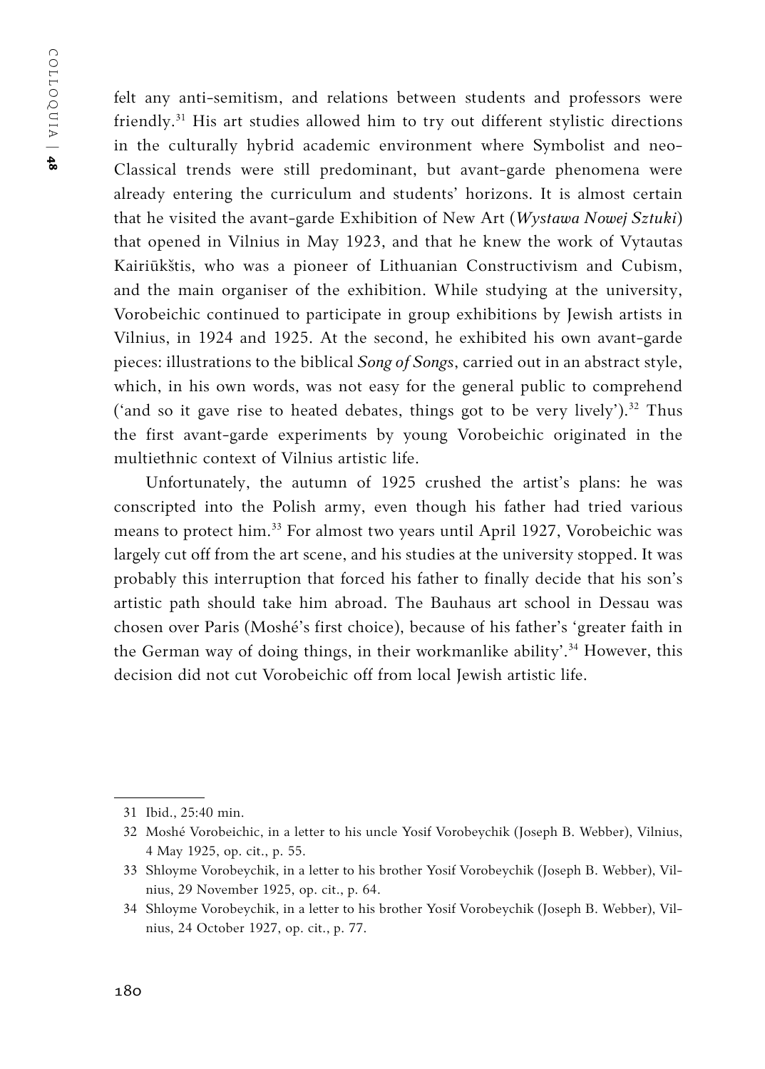felt any anti-semitism, and relations between students and professors were friendly.[31] His art studies allowed him to try out different stylistic directions in the culturally hybrid academic environment where Symbolist and neo-Classical trends were still predominant, but avant-garde phenomena were already entering the curriculum and students' horizons. It is almost certain that he visited the avant-garde Exhibition of New Art (*Wystawa Nowej Sztuki*) that opened in Vilnius in May 1923, and that he knew the work of Vytautas Kairiūkštis, who was a pioneer of Lithuanian Constructivism and Cubism, and the main organiser of the exhibition. While studying at the university, Vorobeichic continued to participate in group exhibitions by Jewish artists in Vilnius, in 1924 and 1925. At the second, he exhibited his own avant-garde pieces: illustrations to the biblical *Song of Songs*, carried out in an abstract style, which, in his own words, was not easy for the general public to comprehend ('and so it gave rise to heated debates, things got to be very lively').[32] Thus the first avant-garde experiments by young Vorobeichic originated in the multiethnic context of Vilnius artistic life.

Unfortunately, the autumn of 1925 crushed the artist's plans: he was conscripted into the Polish army, even though his father had tried various means to protect him.[33] For almost two years until April 1927, Vorobeichic was largely cut off from the art scene, and his studies at the university stopped. It was probably this interruption that forced his father to finally decide that his son's artistic path should take him abroad. The Bauhaus art school in Dessau was chosen over Paris (Moshé's first choice), because of his father's 'greater faith in the German way of doing things, in their workmanlike ability'.[34] However, this decision did not cut Vorobeichic off from local Jewish artistic life.

---

31 Ibid., 25:40 min.

32 Moshé Vorobeichic, in a letter to his uncle Yosif Vorobeychik (Joseph B. Webber), Vilnius, 4 May 1925, op. cit., p. 55.

33 Shloyme Vorobeychik, in a letter to his brother Yosif Vorobeychik (Joseph B. Webber), Vilnius, 29 November 1925, op. cit., p. 64.

34 Shloyme Vorobeychik, in a letter to his brother Yosif Vorobeychik (Joseph B. Webber), Vilnius, 24 October 1927, op. cit., p. 77.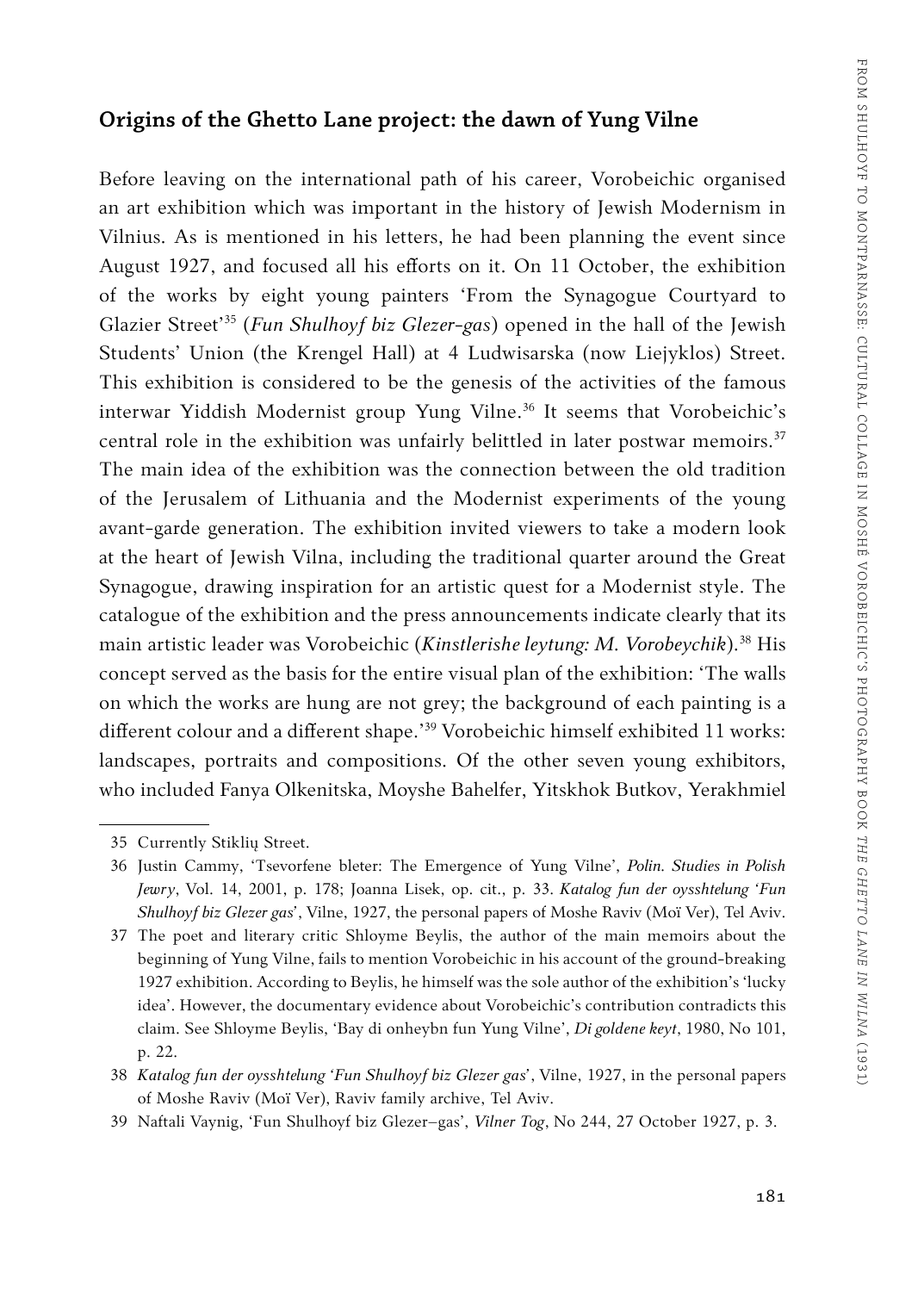## Origins of the Ghetto Lane project: the dawn of Yung Vilne

Before leaving on the international path of his career, Vorobeichic organised an art exhibition which was important in the history of Jewish Modernism in Vilnius. As is mentioned in his letters, he had been planning the event since August 1927, and focused all his efforts on it. On 11 October, the exhibition of the works by eight young painters 'From the Synagogue Courtyard to Glazier Street'[35] (*Fun Shulhoyf biz Glezer-gas*) opened in the hall of the Jewish Students' Union (the Krengel Hall) at 4 Ludwisarska (now Liejyklos) Street. This exhibition is considered to be the genesis of the activities of the famous interwar Yiddish Modernist group Yung Vilne.[36] It seems that Vorobeichic's central role in the exhibition was unfairly belittled in later postwar memoirs.[37] The main idea of the exhibition was the connection between the old tradition of the Jerusalem of Lithuania and the Modernist experiments of the young avant-garde generation. The exhibition invited viewers to take a modern look at the heart of Jewish Vilna, including the traditional quarter around the Great Synagogue, drawing inspiration for an artistic quest for a Modernist style. The catalogue of the exhibition and the press announcements indicate clearly that its main artistic leader was Vorobeichic (*Kinstlerishe leytung: M. Vorobeychik*).[38] His concept served as the basis for the entire visual plan of the exhibition: 'The walls on which the works are hung are not grey; the background of each painting is a different colour and a different shape.'[39] Vorobeichic himself exhibited 11 works: landscapes, portraits and compositions. Of the other seven young exhibitors, who included Fanya Olkenitska, Moyshe Bahelfer, Yitskhok Butkov, Yerakhmiel

---

35 Currently Stiklių Street.

36 Justin Cammy, 'Tsevorfene bleter: The Emergence of Yung Vilne', *Polin. Studies in Polish Jewry*, Vol. 14, 2001, p. 178; Joanna Lisek, op. cit., p. 33. *Katalog fun der oysshtelung 'Fun Shulhoyf biz Glezer gas'*, Vilne, 1927, the personal papers of Moshe Raviv (Moï Ver), Tel Aviv.

37 The poet and literary critic Shloyme Beylis, the author of the main memoirs about the beginning of Yung Vilne, fails to mention Vorobeichic in his account of the ground-breaking 1927 exhibition. According to Beylis, he himself was the sole author of the exhibition's 'lucky idea'. However, the documentary evidence about Vorobeichic's contribution contradicts this claim. See Shloyme Beylis, 'Bay di onheybn fun Yung Vilne', *Di goldene keyt*, 1980, No 101, p. 22.

38 *Katalog fun der oysshtelung 'Fun Shulhoyf biz Glezer gas'*, Vilne, 1927, in the personal papers of Moshe Raviv (Moï Ver), Raviv family archive, Tel Aviv.

39 Naftali Vaynig, 'Fun Shulhoyf biz Glezer–gas', *Vilner Tog*, No 244, 27 October 1927, p. 3.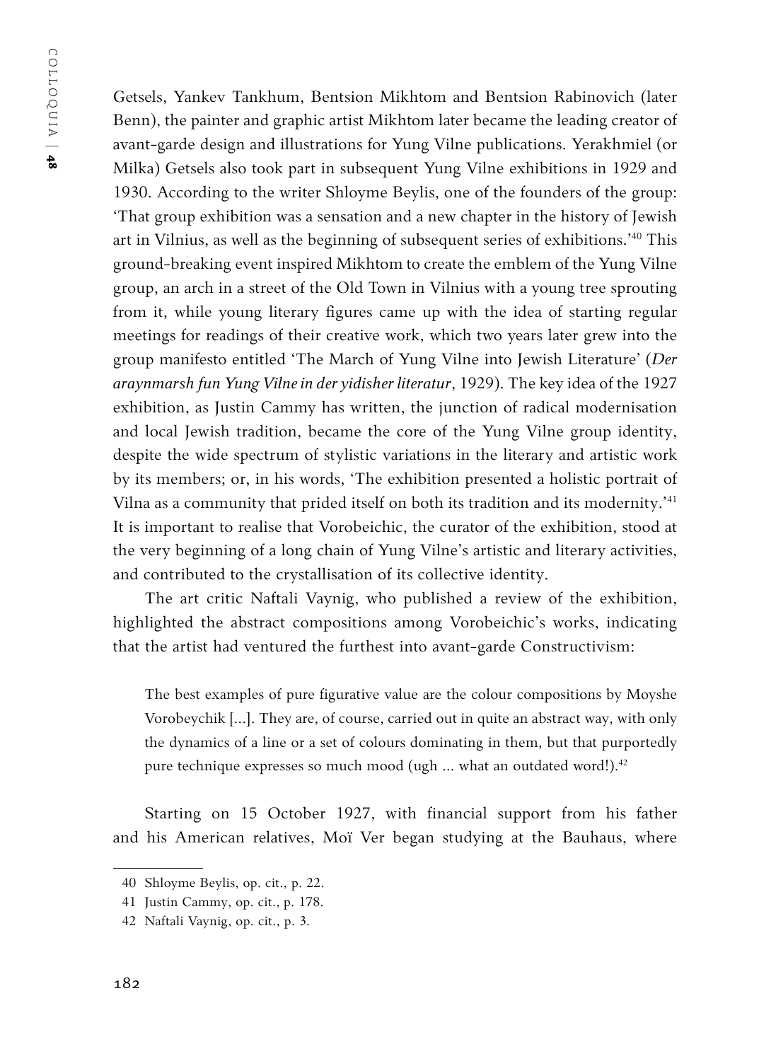Getsels, Yankev Tankhum, Bentsion Mikhtom and Bentsion Rabinovich (later Benn), the painter and graphic artist Mikhtom later became the leading creator of avant-garde design and illustrations for Yung Vilne publications. Yerakhmiel (or Milka) Getsels also took part in subsequent Yung Vilne exhibitions in 1929 and 1930. According to the writer Shloyme Beylis, one of the founders of the group: 'That group exhibition was a sensation and a new chapter in the history of Jewish art in Vilnius, as well as the beginning of subsequent series of exhibitions.'[40] This ground-breaking event inspired Mikhtom to create the emblem of the Yung Vilne group, an arch in a street of the Old Town in Vilnius with a young tree sprouting from it, while young literary figures came up with the idea of starting regular meetings for readings of their creative work, which two years later grew into the group manifesto entitled 'The March of Yung Vilne into Jewish Literature' (*Der araynmarsh fun Yung Vilne in der yidisher literatur*, 1929). The key idea of the 1927 exhibition, as Justin Cammy has written, the junction of radical modernisation and local Jewish tradition, became the core of the Yung Vilne group identity, despite the wide spectrum of stylistic variations in the literary and artistic work by its members; or, in his words, 'The exhibition presented a holistic portrait of Vilna as a community that prided itself on both its tradition and its modernity.'[41] It is important to realise that Vorobeichic, the curator of the exhibition, stood at the very beginning of a long chain of Yung Vilne's artistic and literary activities, and contributed to the crystallisation of its collective identity.

The art critic Naftali Vaynig, who published a review of the exhibition, highlighted the abstract compositions among Vorobeichic's works, indicating that the artist had ventured the furthest into avant-garde Constructivism:

> The best examples of pure figurative value are the colour compositions by Moyshe Vorobeychik [...]. They are, of course, carried out in quite an abstract way, with only the dynamics of a line or a set of colours dominating in them, but that purportedly pure technique expresses so much mood (ugh ... what an outdated word!).[42]

Starting on 15 October 1927, with financial support from his father and his American relatives, Moï Ver began studying at the Bauhaus, where

40 Shloyme Beylis, op. cit., p. 22.

41 Justin Cammy, op. cit., p. 178.

42 Naftali Vaynig, op. cit., p. 3.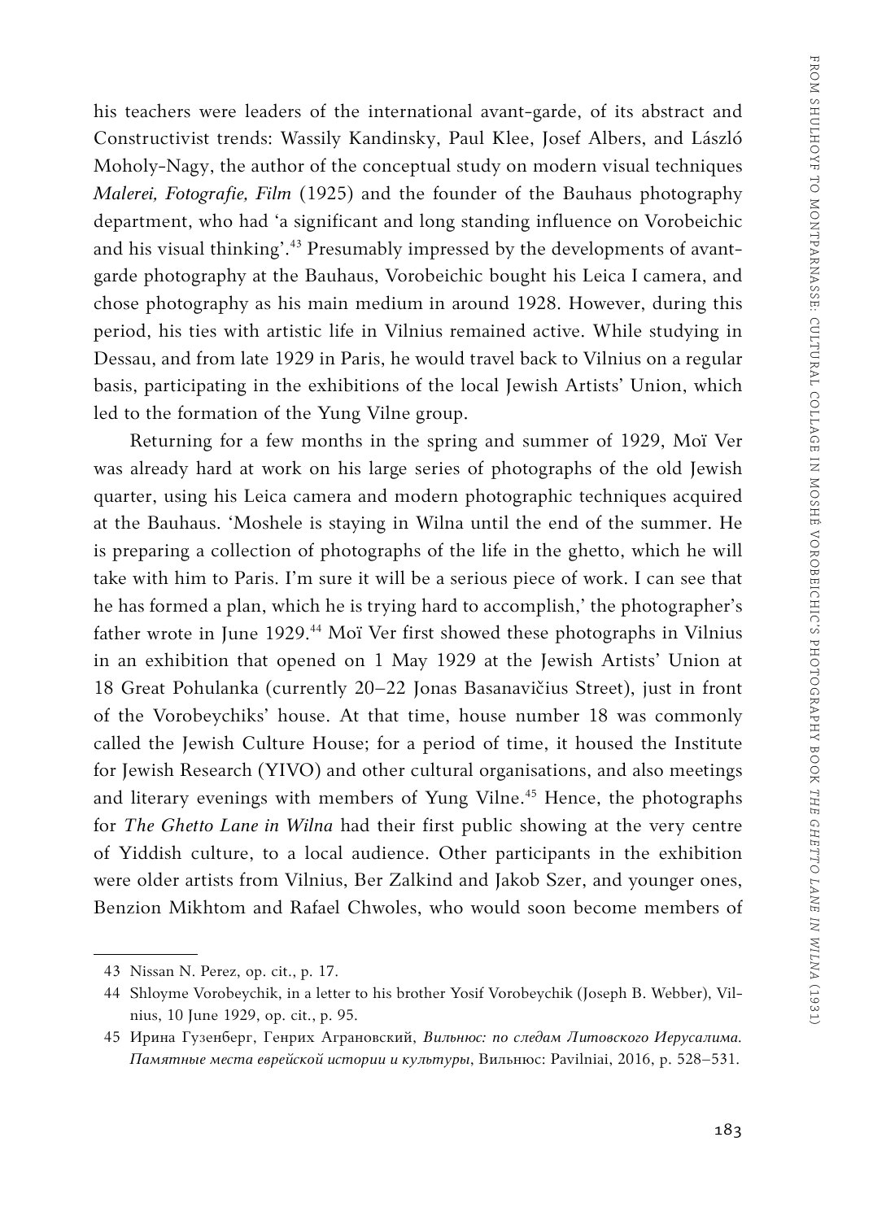his teachers were leaders of the international avant-garde, of its abstract and Constructivist trends: Wassily Kandinsky, Paul Klee, Josef Albers, and László Moholy-Nagy, the author of the conceptual study on modern visual techniques *Malerei, Fotografie, Film* (1925) and the founder of the Bauhaus photography department, who had 'a significant and long standing influence on Vorobeichic and his visual thinking'.[43] Presumably impressed by the developments of avant-garde photography at the Bauhaus, Vorobeichic bought his Leica I camera, and chose photography as his main medium in around 1928. However, during this period, his ties with artistic life in Vilnius remained active. While studying in Dessau, and from late 1929 in Paris, he would travel back to Vilnius on a regular basis, participating in the exhibitions of the local Jewish Artists' Union, which led to the formation of the Yung Vilne group.

Returning for a few months in the spring and summer of 1929, Moï Ver was already hard at work on his large series of photographs of the old Jewish quarter, using his Leica camera and modern photographic techniques acquired at the Bauhaus. 'Moshele is staying in Wilna until the end of the summer. He is preparing a collection of photographs of the life in the ghetto, which he will take with him to Paris. I'm sure it will be a serious piece of work. I can see that he has formed a plan, which he is trying hard to accomplish,' the photographer's father wrote in June 1929.[44] Moï Ver first showed these photographs in Vilnius in an exhibition that opened on 1 May 1929 at the Jewish Artists' Union at 18 Great Pohulanka (currently 20–22 Jonas Basanavičius Street), just in front of the Vorobeychiks' house. At that time, house number 18 was commonly called the Jewish Culture House; for a period of time, it housed the Institute for Jewish Research (YIVO) and other cultural organisations, and also meetings and literary evenings with members of Yung Vilne.[45] Hence, the photographs for *The Ghetto Lane in Wilna* had their first public showing at the very centre of Yiddish culture, to a local audience. Other participants in the exhibition were older artists from Vilnius, Ber Zalkind and Jakob Szer, and younger ones, Benzion Mikhtom and Rafael Chwoles, who would soon become members of

---

43 Nissan N. Perez, op. cit., p. 17.

44 Shloyme Vorobeychik, in a letter to his brother Yosif Vorobeychik (Joseph B. Webber), Vilnius, 10 June 1929, op. cit., p. 95.

45 Ирина Гузенберг, Генрих Аграновский, *Вильнюс: по следам Литовского Иерусалима. Памятные места еврейской истории и культуры*, Вильнюс: Pavilniai, 2016, p. 528–531.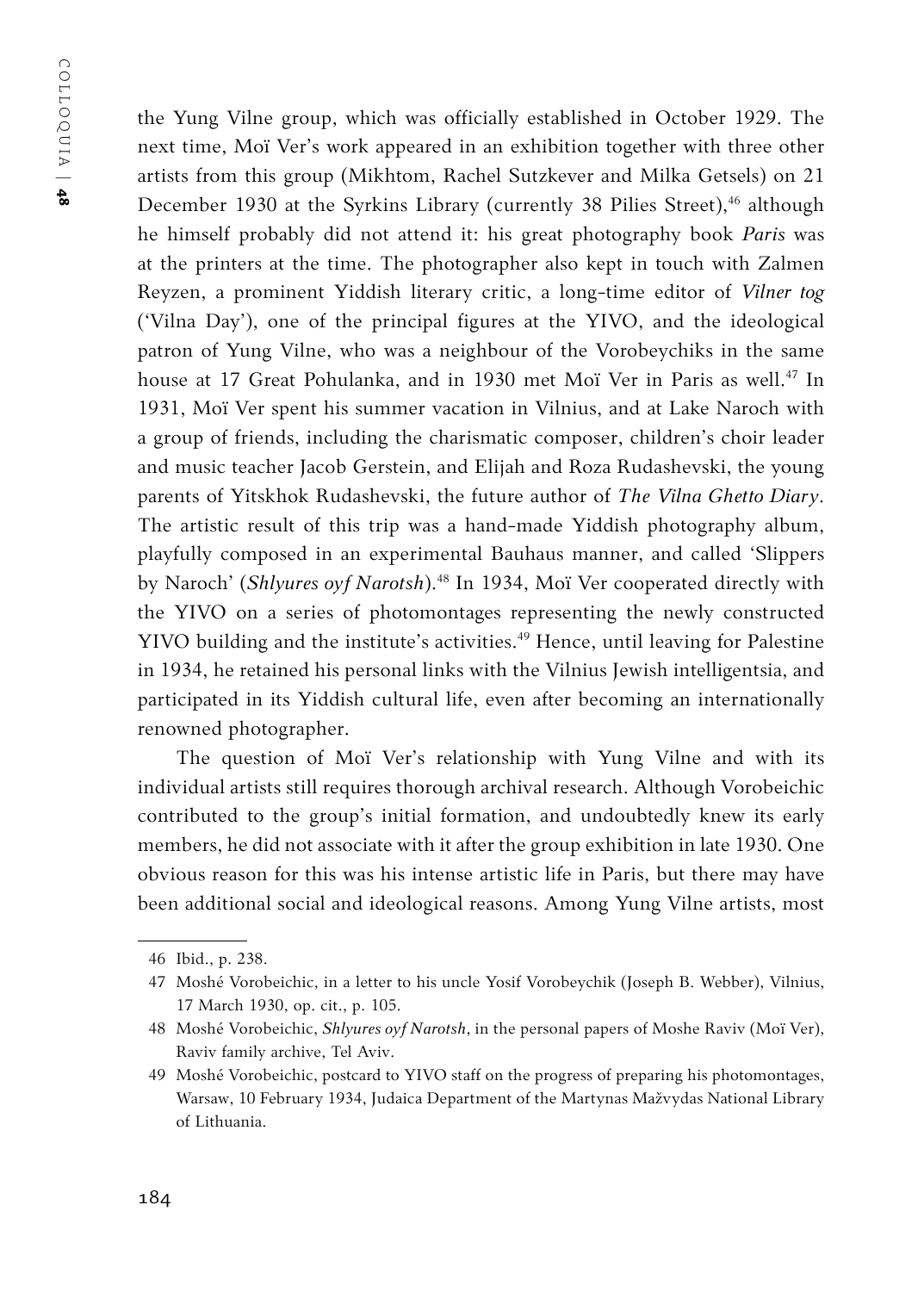the Yung Vilne group, which was officially established in October 1929. The next time, Moï Ver's work appeared in an exhibition together with three other artists from this group (Mikhtom, Rachel Sutzkever and Milka Getsels) on 21 December 1930 at the Syrkins Library (currently 38 Pilies Street),[46] although he himself probably did not attend it: his great photography book *Paris* was at the printers at the time. The photographer also kept in touch with Zalmen Reyzen, a prominent Yiddish literary critic, a long-time editor of *Vilner tog* ('Vilna Day'), one of the principal figures at the YIVO, and the ideological patron of Yung Vilne, who was a neighbour of the Vorobeychiks in the same house at 17 Great Pohulanka, and in 1930 met Moï Ver in Paris as well.[47] In 1931, Moï Ver spent his summer vacation in Vilnius, and at Lake Naroch with a group of friends, including the charismatic composer, children's choir leader and music teacher Jacob Gerstein, and Elijah and Roza Rudashevski, the young parents of Yitskhok Rudashevski, the future author of *The Vilna Ghetto Diary*. The artistic result of this trip was a hand-made Yiddish photography album, playfully composed in an experimental Bauhaus manner, and called 'Slippers by Naroch' (*Shlyures oyf Narotsh*).[48] In 1934, Moï Ver cooperated directly with the YIVO on a series of photomontages representing the newly constructed YIVO building and the institute's activities.[49] Hence, until leaving for Palestine in 1934, he retained his personal links with the Vilnius Jewish intelligentsia, and participated in its Yiddish cultural life, even after becoming an internationally renowned photographer.

The question of Moï Ver's relationship with Yung Vilne and with its individual artists still requires thorough archival research. Although Vorobeichic contributed to the group's initial formation, and undoubtedly knew its early members, he did not associate with it after the group exhibition in late 1930. One obvious reason for this was his intense artistic life in Paris, but there may have been additional social and ideological reasons. Among Yung Vilne artists, most

---

46 Ibid., p. 238.

47 Moshé Vorobeichic, in a letter to his uncle Yosif Vorobeychik (Joseph B. Webber), Vilnius, 17 March 1930, op. cit., p. 105.

48 Moshé Vorobeichic, *Shlyures oyf Narotsh*, in the personal papers of Moshe Raviv (Moï Ver), Raviv family archive, Tel Aviv.

49 Moshé Vorobeichic, postcard to YIVO staff on the progress of preparing his photomontages, Warsaw, 10 February 1934, Judaica Department of the Martynas Mažvydas National Library of Lithuania.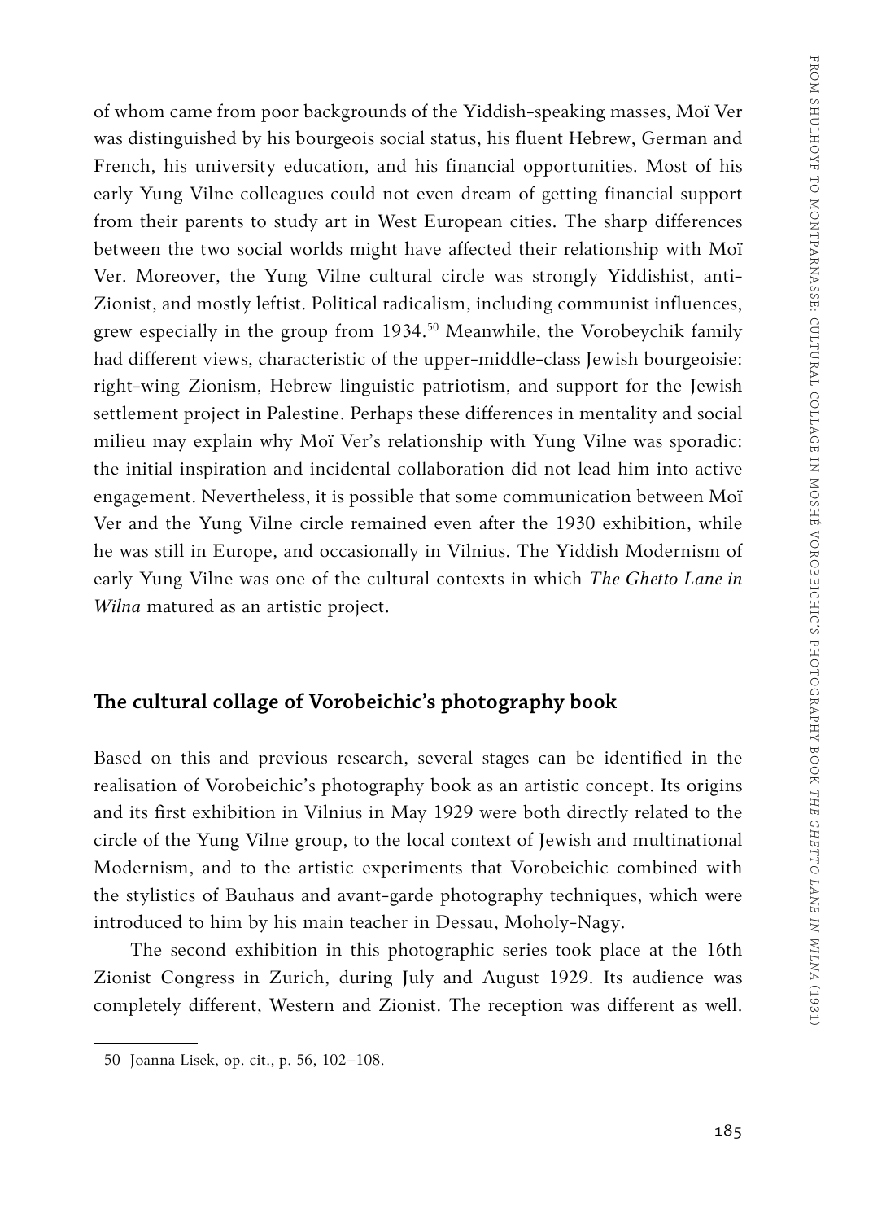of whom came from poor backgrounds of the Yiddish-speaking masses, Moï Ver was distinguished by his bourgeois social status, his fluent Hebrew, German and French, his university education, and his financial opportunities. Most of his early Yung Vilne colleagues could not even dream of getting financial support from their parents to study art in West European cities. The sharp differences between the two social worlds might have affected their relationship with Moï Ver. Moreover, the Yung Vilne cultural circle was strongly Yiddishist, anti-Zionist, and mostly leftist. Political radicalism, including communist influences, grew especially in the group from 1934.[50] Meanwhile, the Vorobeychik family had different views, characteristic of the upper-middle-class Jewish bourgeoisie: right-wing Zionism, Hebrew linguistic patriotism, and support for the Jewish settlement project in Palestine. Perhaps these differences in mentality and social milieu may explain why Moï Ver's relationship with Yung Vilne was sporadic: the initial inspiration and incidental collaboration did not lead him into active engagement. Nevertheless, it is possible that some communication between Moï Ver and the Yung Vilne circle remained even after the 1930 exhibition, while he was still in Europe, and occasionally in Vilnius. The Yiddish Modernism of early Yung Vilne was one of the cultural contexts in which *The Ghetto Lane in Wilna* matured as an artistic project.

## The cultural collage of Vorobeichic's photography book

Based on this and previous research, several stages can be identified in the realisation of Vorobeichic's photography book as an artistic concept. Its origins and its first exhibition in Vilnius in May 1929 were both directly related to the circle of the Yung Vilne group, to the local context of Jewish and multinational Modernism, and to the artistic experiments that Vorobeichic combined with the stylistics of Bauhaus and avant-garde photography techniques, which were introduced to him by his main teacher in Dessau, Moholy-Nagy.

The second exhibition in this photographic series took place at the 16th Zionist Congress in Zurich, during July and August 1929. Its audience was completely different, Western and Zionist. The reception was different as well.

50 Joanna Lisek, op. cit., p. 56, 102–108.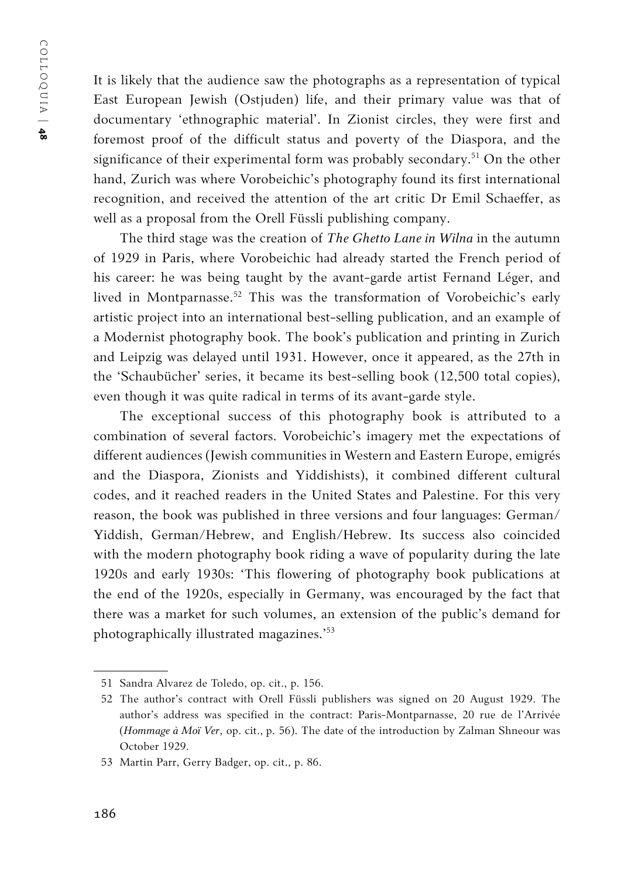It is likely that the audience saw the photographs as a representation of typical East European Jewish (Ostjuden) life, and their primary value was that of documentary 'ethnographic material'. In Zionist circles, they were first and foremost proof of the difficult status and poverty of the Diaspora, and the significance of their experimental form was probably secondary.[51] On the other hand, Zurich was where Vorobeichic's photography found its first international recognition, and received the attention of the art critic Dr Emil Schaeffer, as well as a proposal from the Orell Füssli publishing company.

The third stage was the creation of *The Ghetto Lane in Wilna* in the autumn of 1929 in Paris, where Vorobeichic had already started the French period of his career: he was being taught by the avant-garde artist Fernand Léger, and lived in Montparnasse.[52] This was the transformation of Vorobeichic's early artistic project into an international best-selling publication, and an example of a Modernist photography book. The book's publication and printing in Zurich and Leipzig was delayed until 1931. However, once it appeared, as the 27th in the 'Schaubücher' series, it became its best-selling book (12,500 total copies), even though it was quite radical in terms of its avant-garde style.

The exceptional success of this photography book is attributed to a combination of several factors. Vorobeichic's imagery met the expectations of different audiences (Jewish communities in Western and Eastern Europe, emigrés and the Diaspora, Zionists and Yiddishists), it combined different cultural codes, and it reached readers in the United States and Palestine. For this very reason, the book was published in three versions and four languages: German/Yiddish, German/Hebrew, and English/Hebrew. Its success also coincided with the modern photography book riding a wave of popularity during the late 1920s and early 1930s: 'This flowering of photography book publications at the end of the 1920s, especially in Germany, was encouraged by the fact that there was a market for such volumes, an extension of the public's demand for photographically illustrated magazines.'[53]

---

51 Sandra Alvarez de Toledo, op. cit., p. 156.

52 The author's contract with Orell Füssli publishers was signed on 20 August 1929. The author's address was specified in the contract: Paris-Montparnasse, 20 rue de l'Arrivée (*Hommage à Moï Ver*, op. cit., p. 56). The date of the introduction by Zalman Shneour was October 1929.

53 Martin Parr, Gerry Badger, op. cit., p. 86.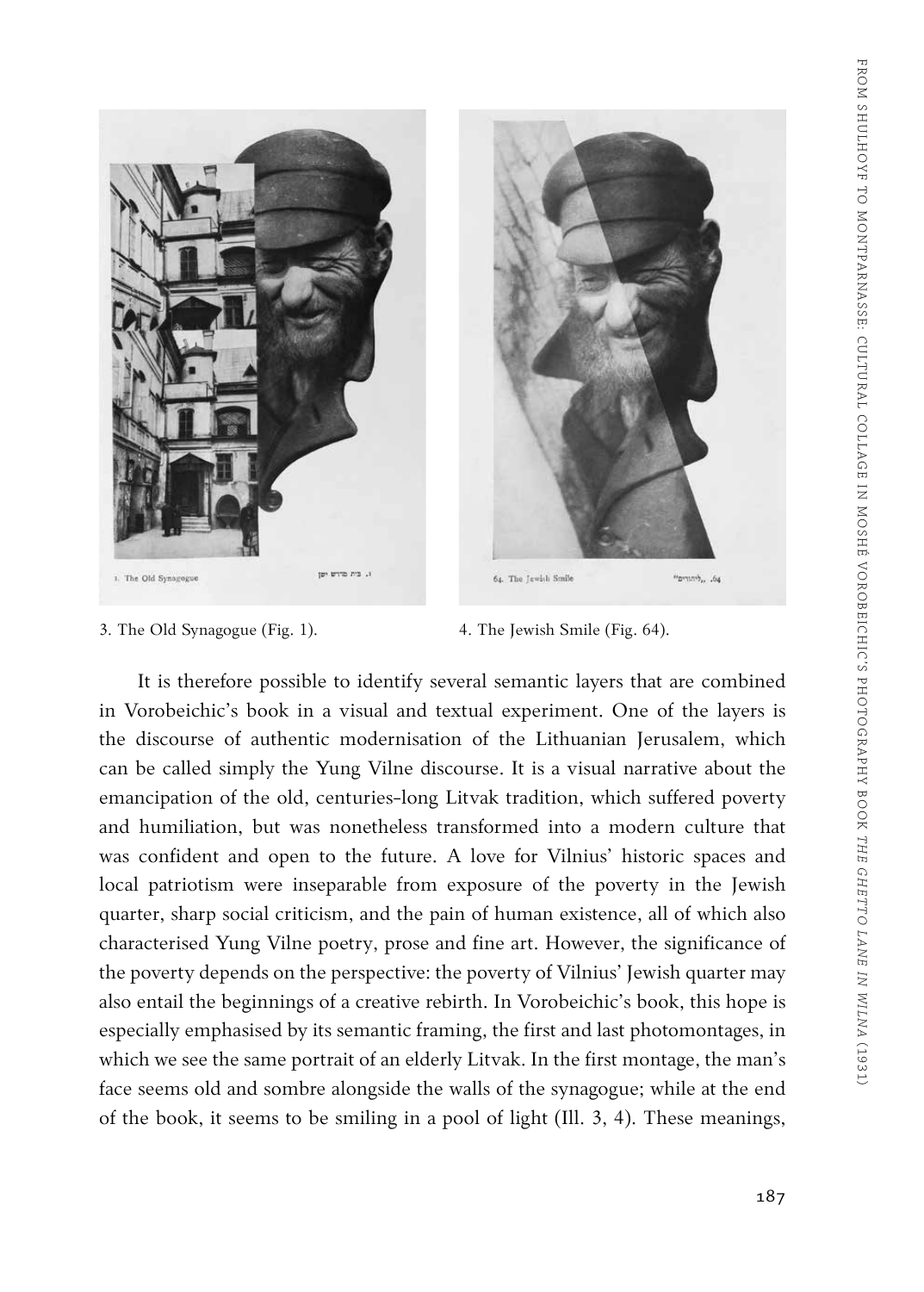3. The Old Synagogue (Fig. 1).

4. The Jewish Smile (Fig. 64).

It is therefore possible to identify several semantic layers that are combined in Vorobeichic's book in a visual and textual experiment. One of the layers is the discourse of authentic modernisation of the Lithuanian Jerusalem, which can be called simply the Yung Vilne discourse. It is a visual narrative about the emancipation of the old, centuries-long Litvak tradition, which suffered poverty and humiliation, but was nonetheless transformed into a modern culture that was confident and open to the future. A love for Vilnius' historic spaces and local patriotism were inseparable from exposure of the poverty in the Jewish quarter, sharp social criticism, and the pain of human existence, all of which also characterised Yung Vilne poetry, prose and fine art. However, the significance of the poverty depends on the perspective: the poverty of Vilnius' Jewish quarter may also entail the beginnings of a creative rebirth. In Vorobeichic's book, this hope is especially emphasised by its semantic framing, the first and last photomontages, in which we see the same portrait of an elderly Litvak. In the first montage, the man's face seems old and sombre alongside the walls of the synagogue; while at the end of the book, it seems to be smiling in a pool of light (Ill. 3, 4). These meanings,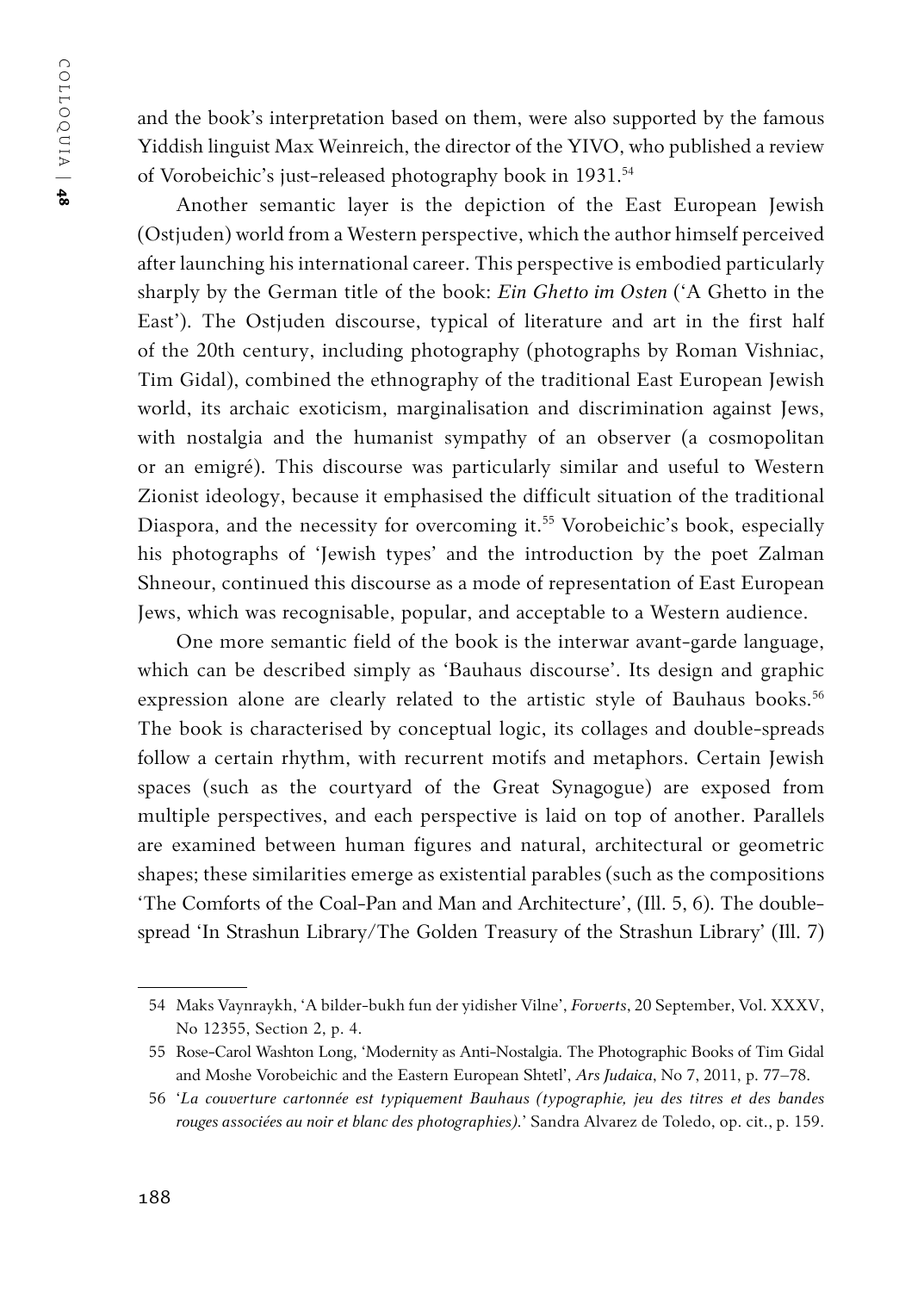and the book's interpretation based on them, were also supported by the famous Yiddish linguist Max Weinreich, the director of the YIVO, who published a review of Vorobeichic's just-released photography book in 1931.[54]

Another semantic layer is the depiction of the East European Jewish (Ostjuden) world from a Western perspective, which the author himself perceived after launching his international career. This perspective is embodied particularly sharply by the German title of the book: *Ein Ghetto im Osten* ('A Ghetto in the East'). The Ostjuden discourse, typical of literature and art in the first half of the 20th century, including photography (photographs by Roman Vishniac, Tim Gidal), combined the ethnography of the traditional East European Jewish world, its archaic exoticism, marginalisation and discrimination against Jews, with nostalgia and the humanist sympathy of an observer (a cosmopolitan or an emigré). This discourse was particularly similar and useful to Western Zionist ideology, because it emphasised the difficult situation of the traditional Diaspora, and the necessity for overcoming it.[55] Vorobeichic's book, especially his photographs of 'Jewish types' and the introduction by the poet Zalman Shneour, continued this discourse as a mode of representation of East European Jews, which was recognisable, popular, and acceptable to a Western audience.

One more semantic field of the book is the interwar avant-garde language, which can be described simply as 'Bauhaus discourse'. Its design and graphic expression alone are clearly related to the artistic style of Bauhaus books.[56] The book is characterised by conceptual logic, its collages and double-spreads follow a certain rhythm, with recurrent motifs and metaphors. Certain Jewish spaces (such as the courtyard of the Great Synagogue) are exposed from multiple perspectives, and each perspective is laid on top of another. Parallels are examined between human figures and natural, architectural or geometric shapes; these similarities emerge as existential parables (such as the compositions 'The Comforts of the Coal-Pan and Man and Architecture', (Ill. 5, 6). The double-spread 'In Strashun Library/The Golden Treasury of the Strashun Library' (Ill. 7)

---

54 Maks Vaynraykh, 'A bilder-bukh fun der yidisher Vilne', *Forverts*, 20 September, Vol. XXXV, No 12355, Section 2, p. 4.

55 Rose-Carol Washton Long, 'Modernity as Anti-Nostalgia. The Photographic Books of Tim Gidal and Moshe Vorobeichic and the Eastern European Shtetl', *Ars Judaica*, No 7, 2011, p. 77–78.

56 '*La couverture cartonnée est typiquement Bauhaus (typographie, jeu des titres et des bandes rouges associées au noir et blanc des photographies).*' Sandra Alvarez de Toledo, op. cit., p. 159.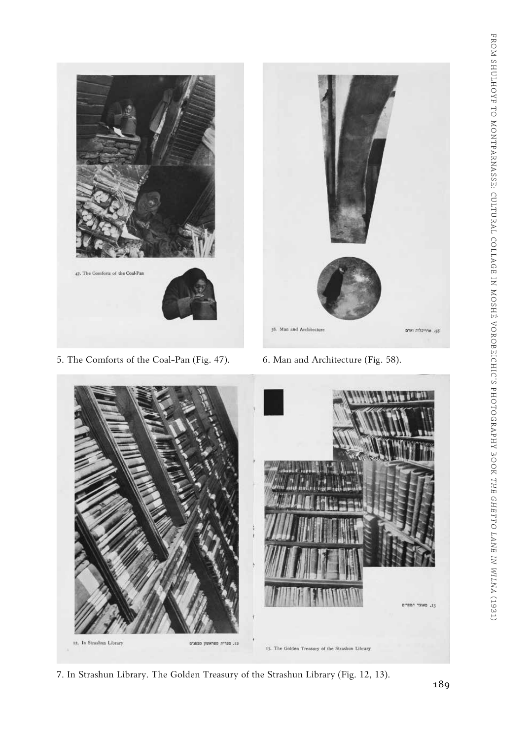5. The Comforts of the Coal-Pan (Fig. 47).

6. Man and Architecture (Fig. 58).

7. In Strashun Library. The Golden Treasury of the Strashun Library (Fig. 12, 13).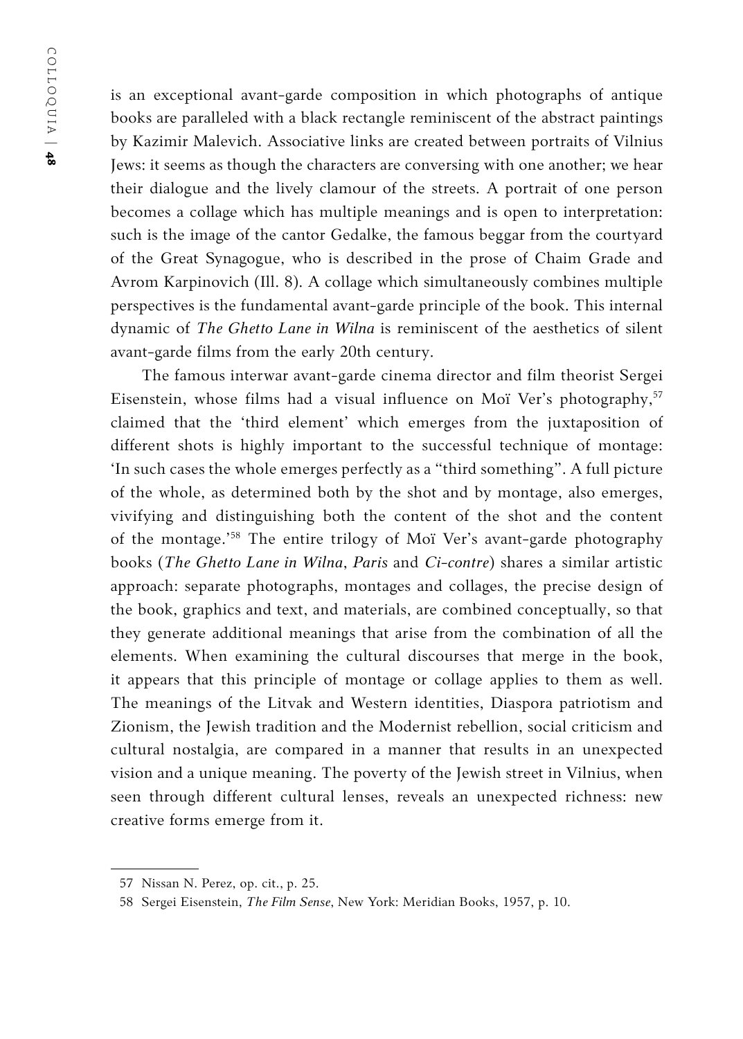is an exceptional avant-garde composition in which photographs of antique books are paralleled with a black rectangle reminiscent of the abstract paintings by Kazimir Malevich. Associative links are created between portraits of Vilnius Jews: it seems as though the characters are conversing with one another; we hear their dialogue and the lively clamour of the streets. A portrait of one person becomes a collage which has multiple meanings and is open to interpretation: such is the image of the cantor Gedalke, the famous beggar from the courtyard of the Great Synagogue, who is described in the prose of Chaim Grade and Avrom Karpinovich (Ill. 8). A collage which simultaneously combines multiple perspectives is the fundamental avant-garde principle of the book. This internal dynamic of *The Ghetto Lane in Wilna* is reminiscent of the aesthetics of silent avant-garde films from the early 20th century.

The famous interwar avant-garde cinema director and film theorist Sergei Eisenstein, whose films had a visual influence on Moï Ver's photography,[57] claimed that the 'third element' which emerges from the juxtaposition of different shots is highly important to the successful technique of montage: 'In such cases the whole emerges perfectly as a "third something". A full picture of the whole, as determined both by the shot and by montage, also emerges, vivifying and distinguishing both the content of the shot and the content of the montage.'[58] The entire trilogy of Moï Ver's avant-garde photography books (*The Ghetto Lane in Wilna*, *Paris* and *Ci-contre*) shares a similar artistic approach: separate photographs, montages and collages, the precise design of the book, graphics and text, and materials, are combined conceptually, so that they generate additional meanings that arise from the combination of all the elements. When examining the cultural discourses that merge in the book, it appears that this principle of montage or collage applies to them as well. The meanings of the Litvak and Western identities, Diaspora patriotism and Zionism, the Jewish tradition and the Modernist rebellion, social criticism and cultural nostalgia, are compared in a manner that results in an unexpected vision and a unique meaning. The poverty of the Jewish street in Vilnius, when seen through different cultural lenses, reveals an unexpected richness: new creative forms emerge from it.

---

57 Nissan N. Perez, op. cit., p. 25.

58 Sergei Eisenstein, *The Film Sense*, New York: Meridian Books, 1957, p. 10.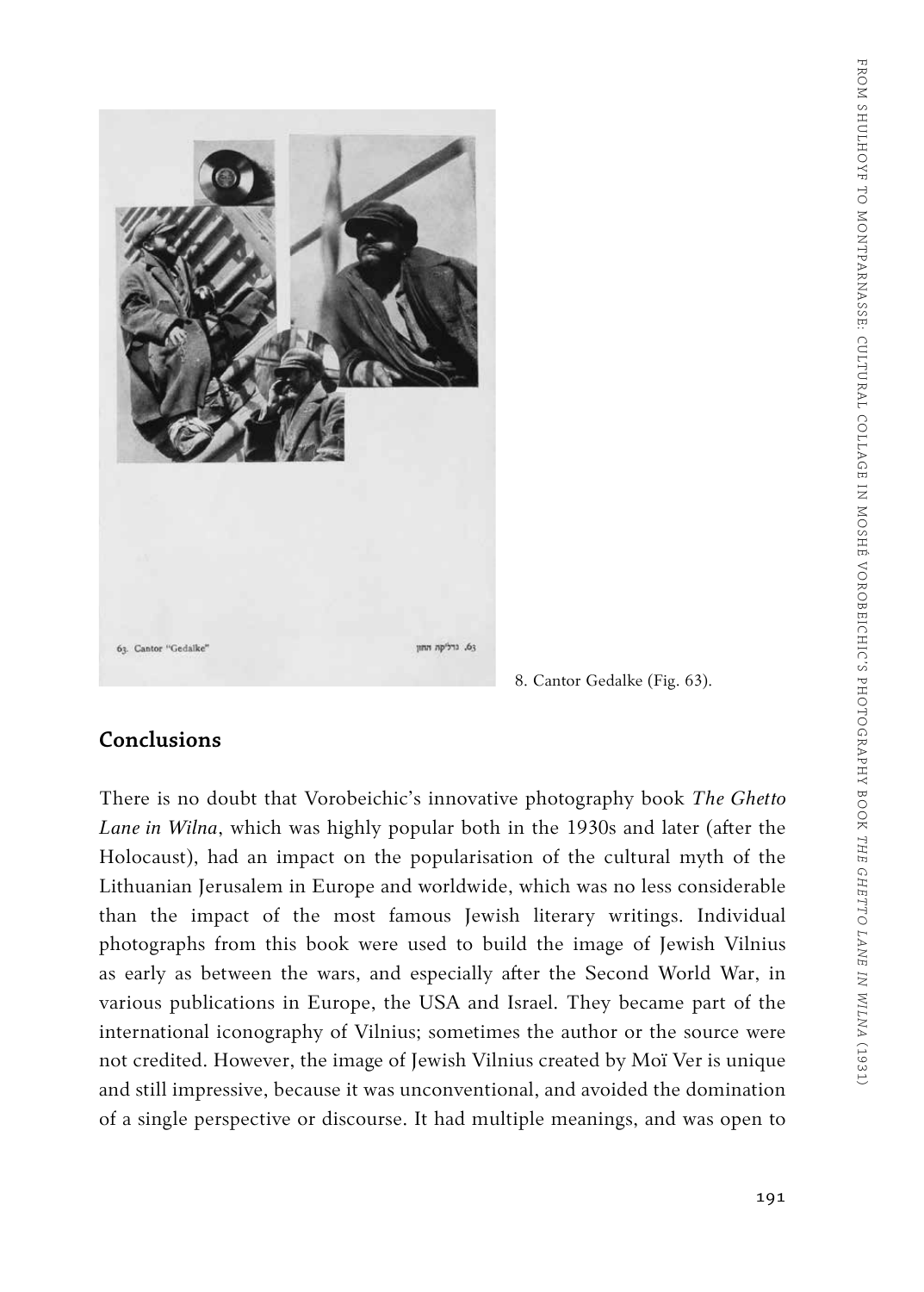8. Cantor Gedalke (Fig. 63).

## Conclusions

There is no doubt that Vorobeichic's innovative photography book *The Ghetto Lane in Wilna*, which was highly popular both in the 1930s and later (after the Holocaust), had an impact on the popularisation of the cultural myth of the Lithuanian Jerusalem in Europe and worldwide, which was no less considerable than the impact of the most famous Jewish literary writings. Individual photographs from this book were used to build the image of Jewish Vilnius as early as between the wars, and especially after the Second World War, in various publications in Europe, the USA and Israel. They became part of the international iconography of Vilnius; sometimes the author or the source were not credited. However, the image of Jewish Vilnius created by Moï Ver is unique and still impressive, because it was unconventional, and avoided the domination of a single perspective or discourse. It had multiple meanings, and was open to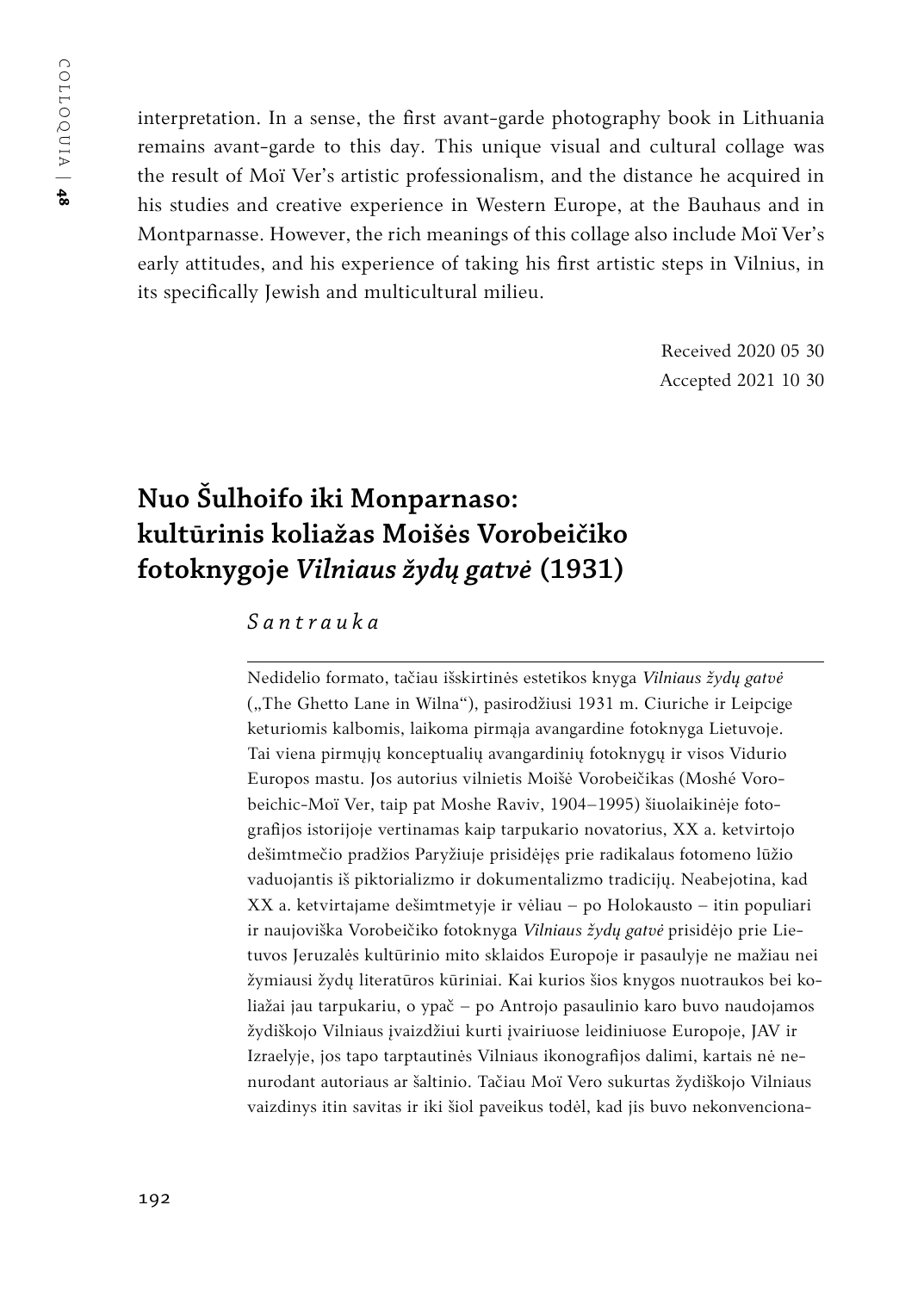interpretation. In a sense, the first avant-garde photography book in Lithuania remains avant-garde to this day. This unique visual and cultural collage was the result of Moï Ver's artistic professionalism, and the distance he acquired in his studies and creative experience in Western Europe, at the Bauhaus and in Montparnasse. However, the rich meanings of this collage also include Moï Ver's early attitudes, and his experience of taking his first artistic steps in Vilnius, in its specifically Jewish and multicultural milieu.

Received 2020 05 30
Accepted 2021 10 30

## Nuo Šulhoifo iki Monparnaso: kultūrinis koliažas Moišės Vorobeičiko fotoknygoje *Vilniaus žydų gatvė* (1931)

*Santrauka*

Nedidelio formato, tačiau išskirtinės estetikos knyga *Vilniaus žydų gatvė* („The Ghetto Lane in Wilna"), pasirodžiusi 1931 m. Ciuriche ir Leipcige keturiomis kalbomis, laikoma pirmąja avangardine fotoknyga Lietuvoje. Tai viena pirmųjų konceptualių avangardinių fotoknygų ir visos Vidurio Europos mastu. Jos autorius vilnietis Moišė Vorobeičikas (Moshé Vorobeichic-Moï Ver, taip pat Moshe Raviv, 1904–1995) šiuolaikinėje fotografijos istorijoje vertinamas kaip tarpukario novatorius, XX a. ketvirtojo dešimtmečio pradžios Paryžiuje prisidėjęs prie radikalaus fotomeno lūžio vaduojantis iš piktorializmo ir dokumentalizmo tradicijų. Neabejotina, kad XX a. ketvirtajame dešimtmetyje ir vėliau – po Holokausto – itin populiari ir naujoviška Vorobeičiko fotoknyga *Vilniaus žydų gatvė* prisidėjo prie Lietuvos Jeruzalės kultūrinio mito sklaidos Europoje ir pasaulyje ne mažiau nei žymiausi žydų literatūros kūriniai. Kai kurios šios knygos nuotraukos bei koliažai jau tarpukariu, o ypač – po Antrojo pasaulinio karo buvo naudojamos žydiškojo Vilniaus įvaizdžiui kurti įvairiuose leidiniuose Europoje, JAV ir Izraelyje, jos tapo tarptautinės Vilniaus ikonografijos dalimi, kartais nė nenurodant autoriaus ar šaltinio. Tačiau Moï Vero sukurtas žydiškojo Vilniaus vaizdinys itin savitas ir iki šiol paveikus todėl, kad jis buvo nekonvenciona-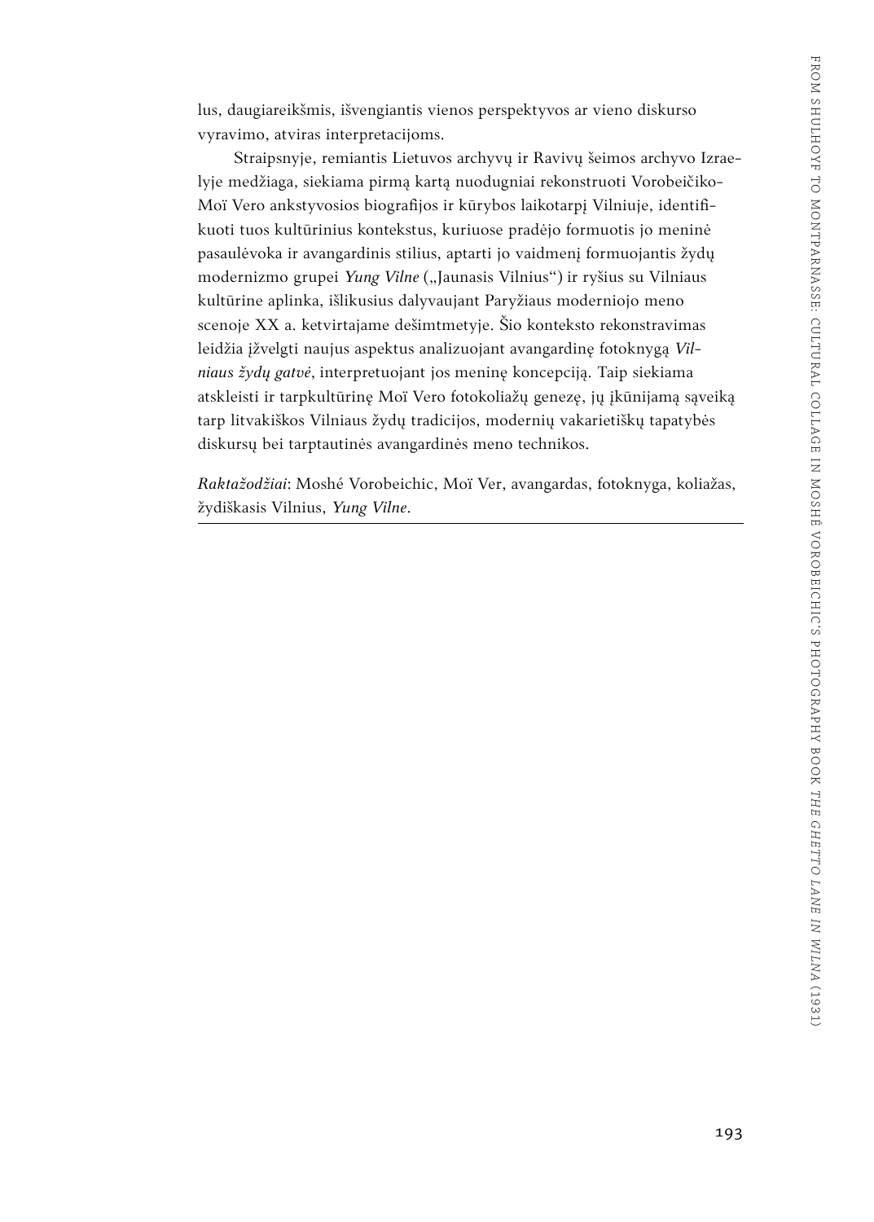lus, daugiareikšmis, išvengiantis vienos perspektyvos ar vieno diskurso vyravimo, atviras interpretacijoms.

Straipsnyje, remiantis Lietuvos archyvų ir Ravivų šeimos archyvo Izraelyje medžiaga, siekiama pirmą kartą nuodugniai rekonstruoti Vorobeičiko-Moï Vero ankstyvosios biografijos ir kūrybos laikotarpį Vilniuje, identifikuoti tuos kultūrinius kontekstus, kuriuose pradėjo formuotis jo meninė pasaulėvoka ir avangardinis stilius, aptarti jo vaidmenį formuojantis žydų modernizmo grupei *Yung Vilne* („Jaunasis Vilnius") ir ryšius su Vilniaus kultūrine aplinka, išlikusius dalyvaujant Paryžiaus moderniojo meno scenoje XX a. ketvirtajame dešimtmetyje. Šio konteksto rekonstravimas leidžia įžvelgti naujus aspektus analizuojant avangardinę fotoknygą *Vilniaus žydų gatvė*, interpretuojant jos meninę koncepciją. Taip siekiama atskleisti ir tarpkultūrinę Moï Vero fotokoliažų genezę, jų įkūnijamą sąveiką tarp litvakiškos Vilniaus žydų tradicijos, modernių vakarietiškų tapatybės diskursų bei tarptautinės avangardinės meno technikos.

*Raktažodžiai*: Moshé Vorobeichic, Moï Ver, avangardas, fotoknyga, koliažas, žydiškasis Vilnius, *Yung Vilne*.